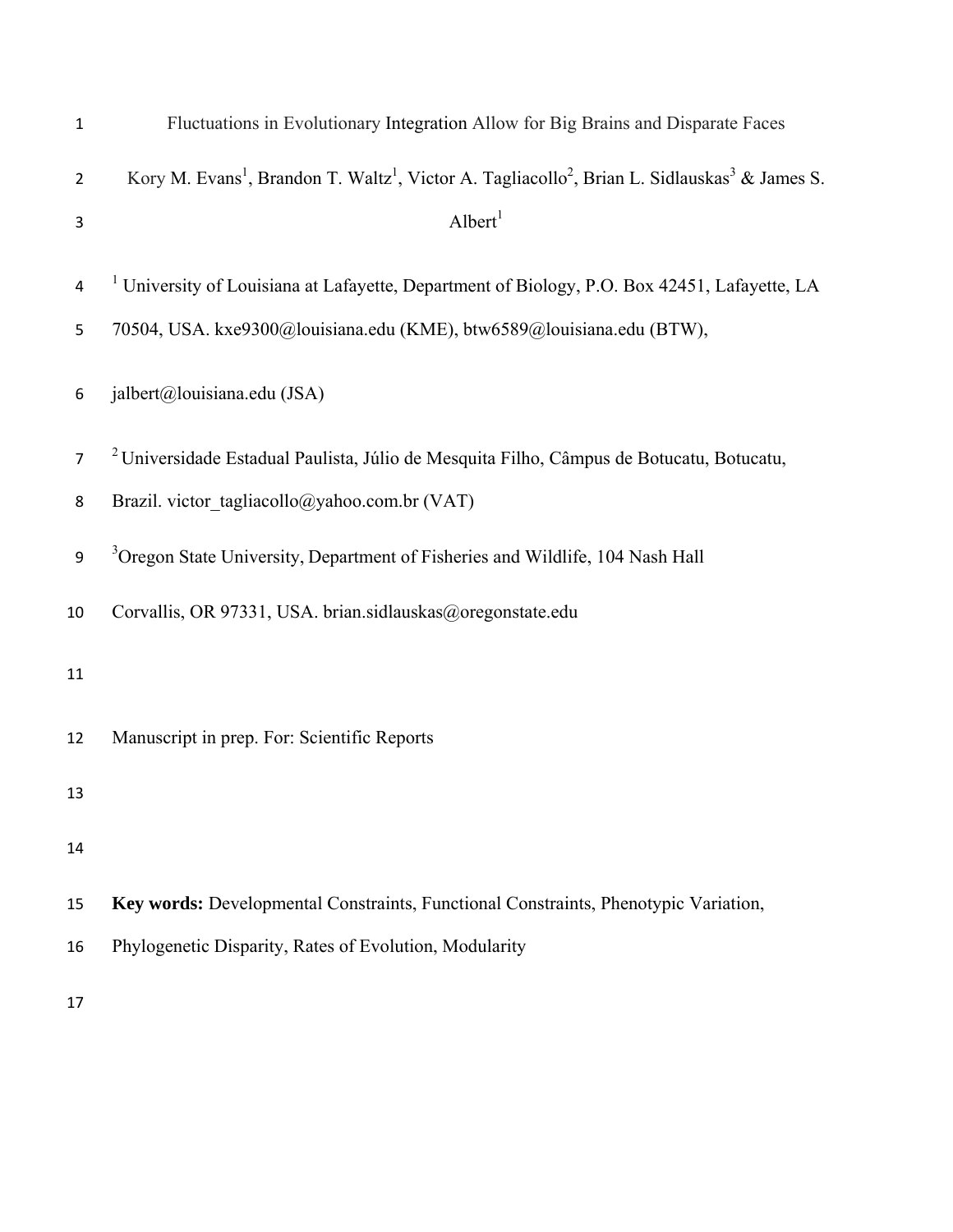# Fluctuations in Evolutionary Integration Allow for Big Brains and Disparate Faces

Kory M. Evans[1], Brandon T. Waltz[1], Victor A. Tagliacollo[2], Brian L. Sidlauskas[3] & James S. Albert[1]

[1] University of Louisiana at Lafayette, Department of Biology, P.O. Box 42451, Lafayette, LA 70504, USA. kxe9300@louisiana.edu (KME), btw6589@louisiana.edu (BTW), jalbert@louisiana.edu (JSA)

[2] Universidade Estadual Paulista, Júlio de Mesquita Filho, Câmpus de Botucatu, Botucatu, Brazil. victor_tagliacollo@yahoo.com.br (VAT)

[3] Oregon State University, Department of Fisheries and Wildlife, 104 Nash Hall Corvallis, OR 97331, USA. brian.sidlauskas@oregonstate.edu

Manuscript in prep. For: Scientific Reports

**Key words:** Developmental Constraints, Functional Constraints, Phenotypic Variation, Phylogenetic Disparity, Rates of Evolution, Modularity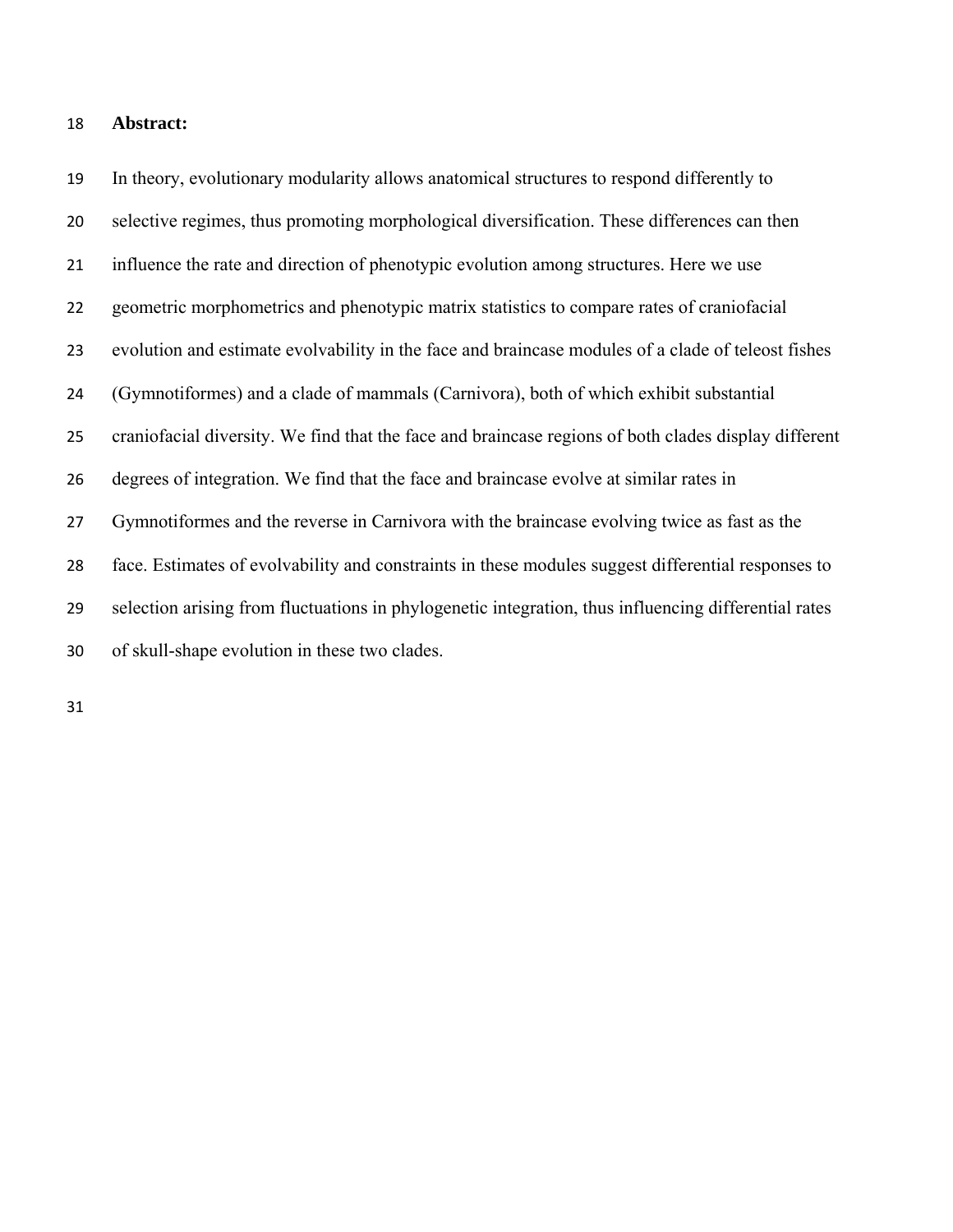**Abstract:**

In theory, evolutionary modularity allows anatomical structures to respond differently to selective regimes, thus promoting morphological diversification. These differences can then influence the rate and direction of phenotypic evolution among structures. Here we use geometric morphometrics and phenotypic matrix statistics to compare rates of craniofacial evolution and estimate evolvability in the face and braincase modules of a clade of teleost fishes (Gymnotiformes) and a clade of mammals (Carnivora), both of which exhibit substantial craniofacial diversity. We find that the face and braincase regions of both clades display different degrees of integration. We find that the face and braincase evolve at similar rates in Gymnotiformes and the reverse in Carnivora with the braincase evolving twice as fast as the face. Estimates of evolvability and constraints in these modules suggest differential responses to selection arising from fluctuations in phylogenetic integration, thus influencing differential rates of skull-shape evolution in these two clades.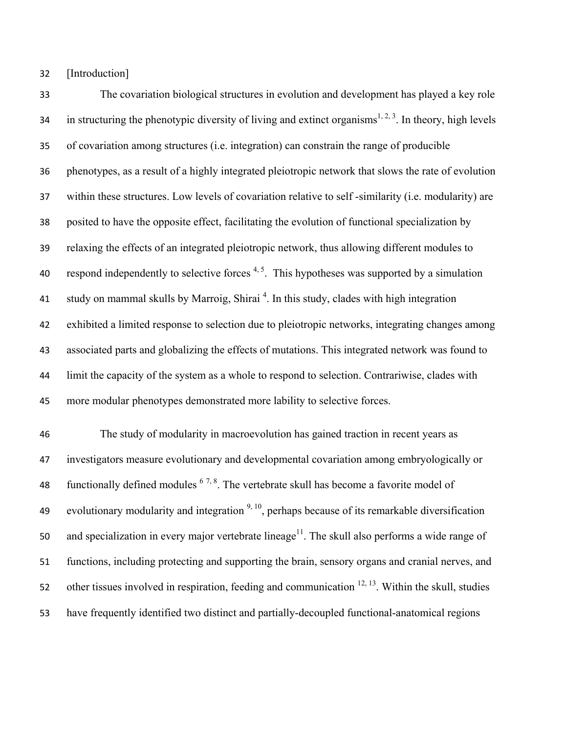[Introduction]

The covariation biological structures in evolution and development has played a key role in structuring the phenotypic diversity of living and extinct organisms[1, 2, 3]. In theory, high levels of covariation among structures (i.e. integration) can constrain the range of producible phenotypes, as a result of a highly integrated pleiotropic network that slows the rate of evolution within these structures. Low levels of covariation relative to self -similarity (i.e. modularity) are posited to have the opposite effect, facilitating the evolution of functional specialization by relaxing the effects of an integrated pleiotropic network, thus allowing different modules to respond independently to selective forces [4, 5]. This hypotheses was supported by a simulation study on mammal skulls by Marroig, Shirai [4]. In this study, clades with high integration exhibited a limited response to selection due to pleiotropic networks, integrating changes among associated parts and globalizing the effects of mutations. This integrated network was found to limit the capacity of the system as a whole to respond to selection. Contrariwise, clades with more modular phenotypes demonstrated more lability to selective forces.

The study of modularity in macroevolution has gained traction in recent years as investigators measure evolutionary and developmental covariation among embryologically or functionally defined modules [6 7, 8]. The vertebrate skull has become a favorite model of evolutionary modularity and integration [9, 10], perhaps because of its remarkable diversification and specialization in every major vertebrate lineage[11]. The skull also performs a wide range of functions, including protecting and supporting the brain, sensory organs and cranial nerves, and other tissues involved in respiration, feeding and communication [12, 13]. Within the skull, studies have frequently identified two distinct and partially-decoupled functional-anatomical regions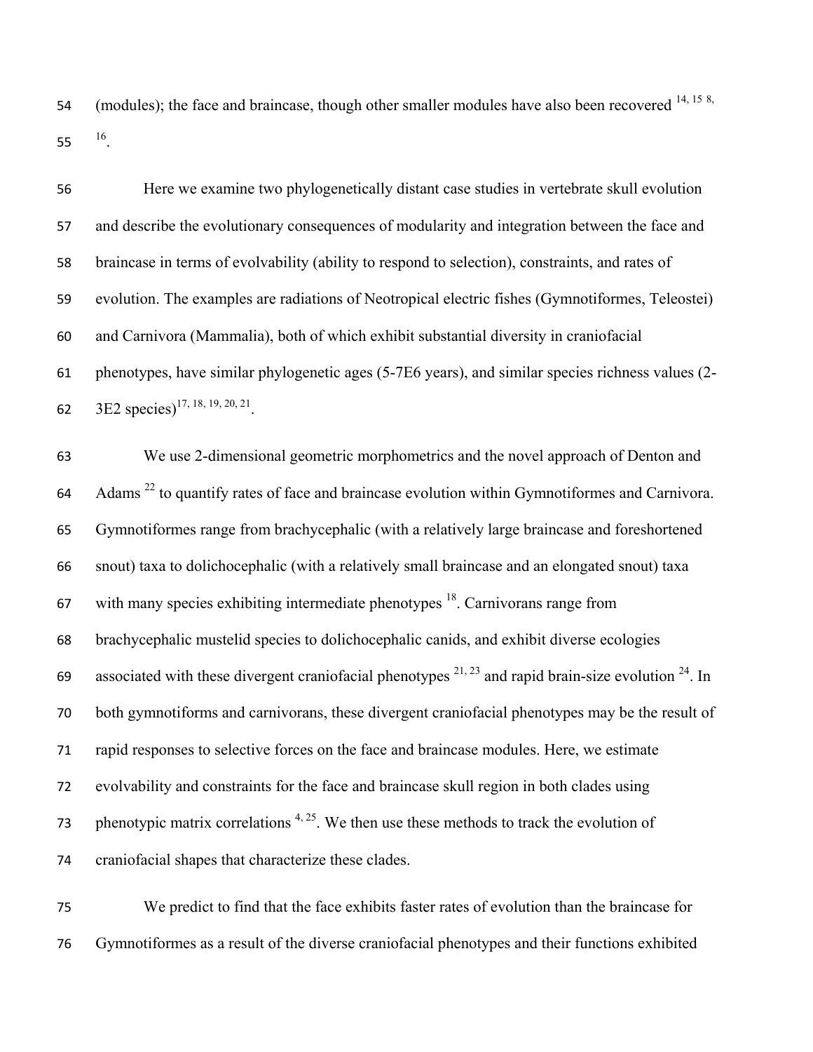(modules); the face and braincase, though other smaller modules have also been recovered [14, 15 8, 16].

Here we examine two phylogenetically distant case studies in vertebrate skull evolution and describe the evolutionary consequences of modularity and integration between the face and braincase in terms of evolvability (ability to respond to selection), constraints, and rates of evolution. The examples are radiations of Neotropical electric fishes (Gymnotiformes, Teleostei) and Carnivora (Mammalia), both of which exhibit substantial diversity in craniofacial phenotypes, have similar phylogenetic ages (5-7E6 years), and similar species richness values (2-3E2 species)[17, 18, 19, 20, 21].

We use 2-dimensional geometric morphometrics and the novel approach of Denton and Adams [22] to quantify rates of face and braincase evolution within Gymnotiformes and Carnivora. Gymnotiformes range from brachycephalic (with a relatively large braincase and foreshortened snout) taxa to dolichocephalic (with a relatively small braincase and an elongated snout) taxa with many species exhibiting intermediate phenotypes [18]. Carnivorans range from brachycephalic mustelid species to dolichocephalic canids, and exhibit diverse ecologies associated with these divergent craniofacial phenotypes [21, 23] and rapid brain-size evolution [24]. In both gymnotiforms and carnivorans, these divergent craniofacial phenotypes may be the result of rapid responses to selective forces on the face and braincase modules. Here, we estimate evolvability and constraints for the face and braincase skull region in both clades using phenotypic matrix correlations [4, 25]. We then use these methods to track the evolution of craniofacial shapes that characterize these clades.

We predict to find that the face exhibits faster rates of evolution than the braincase for Gymnotiformes as a result of the diverse craniofacial phenotypes and their functions exhibited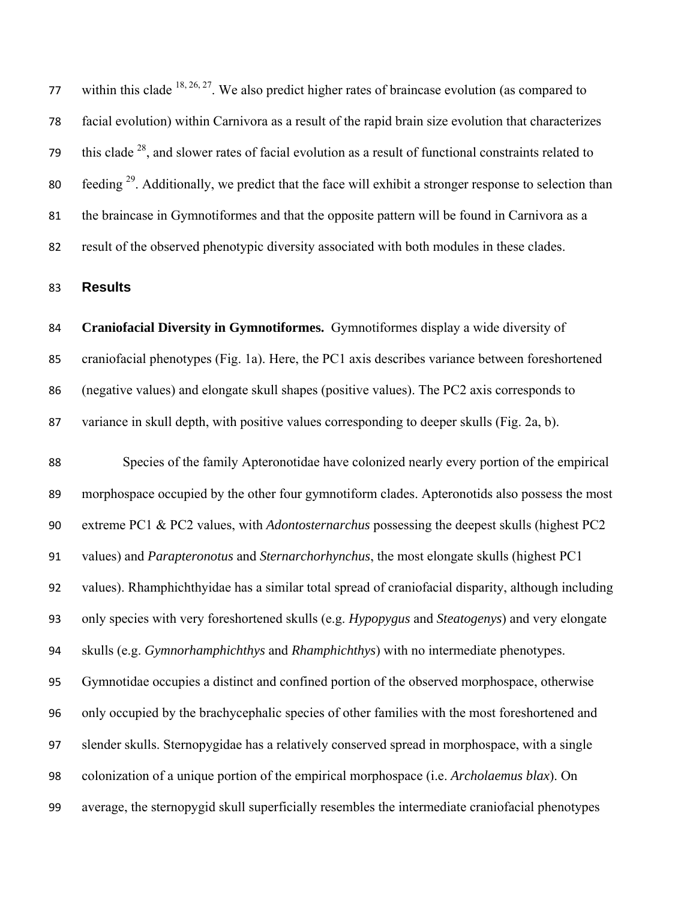within this clade [18, 26, 27]. We also predict higher rates of braincase evolution (as compared to facial evolution) within Carnivora as a result of the rapid brain size evolution that characterizes this clade [28], and slower rates of facial evolution as a result of functional constraints related to feeding [29]. Additionally, we predict that the face will exhibit a stronger response to selection than the braincase in Gymnotiformes and that the opposite pattern will be found in Carnivora as a result of the observed phenotypic diversity associated with both modules in these clades.

## Results

**Craniofacial Diversity in Gymnotiformes.** Gymnotiformes display a wide diversity of craniofacial phenotypes (Fig. 1a). Here, the PC1 axis describes variance between foreshortened (negative values) and elongate skull shapes (positive values). The PC2 axis corresponds to variance in skull depth, with positive values corresponding to deeper skulls (Fig. 2a, b).

Species of the family Apteronotidae have colonized nearly every portion of the empirical morphospace occupied by the other four gymnotiform clades. Apteronotids also possess the most extreme PC1 & PC2 values, with *Adontosternarchus* possessing the deepest skulls (highest PC2 values) and *Parapteronotus* and *Sternarchorhynchus*, the most elongate skulls (highest PC1 values). Rhamphichthyidae has a similar total spread of craniofacial disparity, although including only species with very foreshortened skulls (e.g. *Hypopygus* and *Steatogenys*) and very elongate skulls (e.g. *Gymnorhamphichthys* and *Rhamphichthys*) with no intermediate phenotypes. Gymnotidae occupies a distinct and confined portion of the observed morphospace, otherwise only occupied by the brachycephalic species of other families with the most foreshortened and slender skulls. Sternopygidae has a relatively conserved spread in morphospace, with a single colonization of a unique portion of the empirical morphospace (i.e. *Archolaemus blax*). On average, the sternopygid skull superficially resembles the intermediate craniofacial phenotypes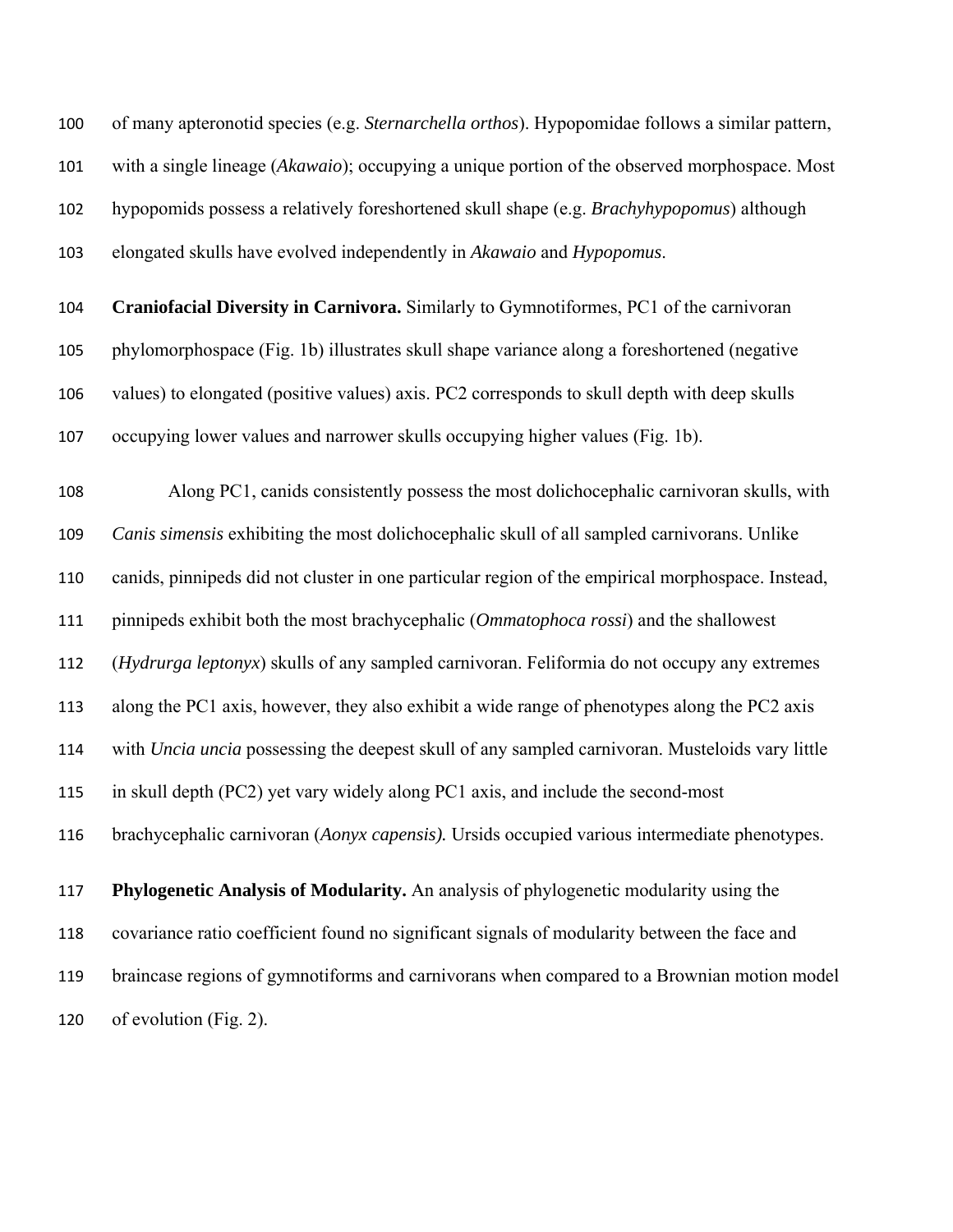of many apteronotid species (e.g. *Sternarchella orthos*). Hypopomidae follows a similar pattern, with a single lineage (*Akawaio*); occupying a unique portion of the observed morphospace. Most hypopomids possess a relatively foreshortened skull shape (e.g. *Brachyhypopomus*) although elongated skulls have evolved independently in *Akawaio* and *Hypopomus*.

**Craniofacial Diversity in Carnivora.** Similarly to Gymnotiformes, PC1 of the carnivoran phylomorphospace (Fig. 1b) illustrates skull shape variance along a foreshortened (negative values) to elongated (positive values) axis. PC2 corresponds to skull depth with deep skulls occupying lower values and narrower skulls occupying higher values (Fig. 1b).

Along PC1, canids consistently possess the most dolichocephalic carnivoran skulls, with *Canis simensis* exhibiting the most dolichocephalic skull of all sampled carnivorans. Unlike canids, pinnipeds did not cluster in one particular region of the empirical morphospace. Instead, pinnipeds exhibit both the most brachycephalic (*Ommatophoca rossi*) and the shallowest (*Hydrurga leptonyx*) skulls of any sampled carnivoran. Feliformia do not occupy any extremes along the PC1 axis, however, they also exhibit a wide range of phenotypes along the PC2 axis with *Uncia uncia* possessing the deepest skull of any sampled carnivoran. Musteloids vary little in skull depth (PC2) yet vary widely along PC1 axis, and include the second-most brachycephalic carnivoran (*Aonyx capensis).* Ursids occupied various intermediate phenotypes.

**Phylogenetic Analysis of Modularity.** An analysis of phylogenetic modularity using the covariance ratio coefficient found no significant signals of modularity between the face and braincase regions of gymnotiforms and carnivorans when compared to a Brownian motion model of evolution (Fig. 2).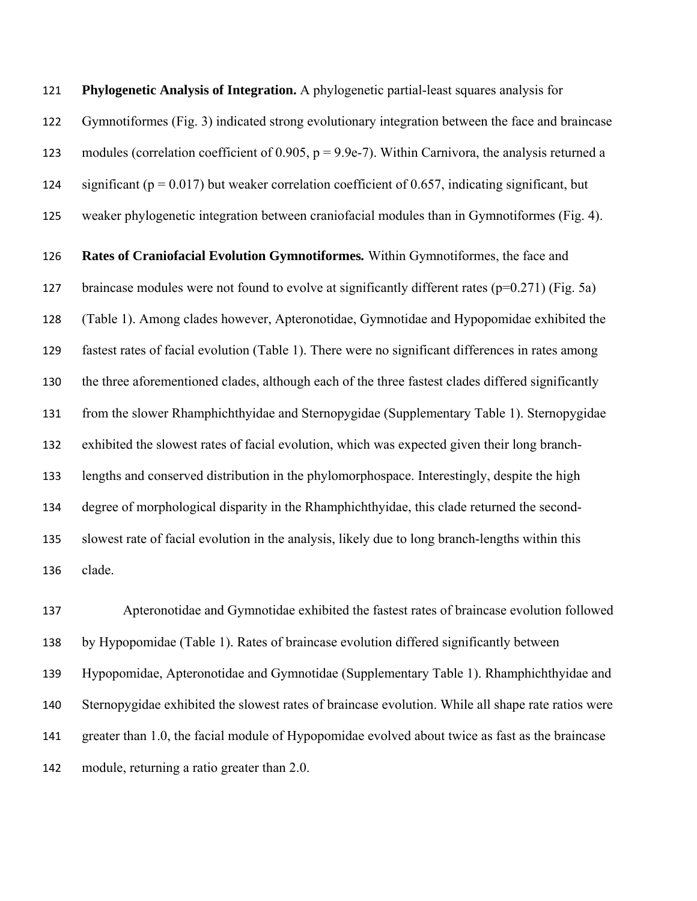**Phylogenetic Analysis of Integration.** A phylogenetic partial-least squares analysis for Gymnotiformes (Fig. 3) indicated strong evolutionary integration between the face and braincase modules (correlation coefficient of 0.905, $p = 9.9e\text{-}7$). Within Carnivora, the analysis returned a significant ($p = 0.017$) but weaker correlation coefficient of 0.657, indicating significant, but weaker phylogenetic integration between craniofacial modules than in Gymnotiformes (Fig. 4).

**Rates of Craniofacial Evolution Gymnotiformes.** Within Gymnotiformes, the face and braincase modules were not found to evolve at significantly different rates ($p=0.271$) (Fig. 5a) (Table 1). Among clades however, Apteronotidae, Gymnotidae and Hypopomidae exhibited the fastest rates of facial evolution (Table 1). There were no significant differences in rates among the three aforementioned clades, although each of the three fastest clades differed significantly from the slower Rhamphichthyidae and Sternopygidae (Supplementary Table 1). Sternopygidae exhibited the slowest rates of facial evolution, which was expected given their long branch-lengths and conserved distribution in the phylomorphospace. Interestingly, despite the high degree of morphological disparity in the Rhamphichthyidae, this clade returned the second-slowest rate of facial evolution in the analysis, likely due to long branch-lengths within this clade.

Apteronotidae and Gymnotidae exhibited the fastest rates of braincase evolution followed by Hypopomidae (Table 1). Rates of braincase evolution differed significantly between Hypopomidae, Apteronotidae and Gymnotidae (Supplementary Table 1). Rhamphichthyidae and Sternopygidae exhibited the slowest rates of braincase evolution. While all shape rate ratios were greater than 1.0, the facial module of Hypopomidae evolved about twice as fast as the braincase module, returning a ratio greater than 2.0.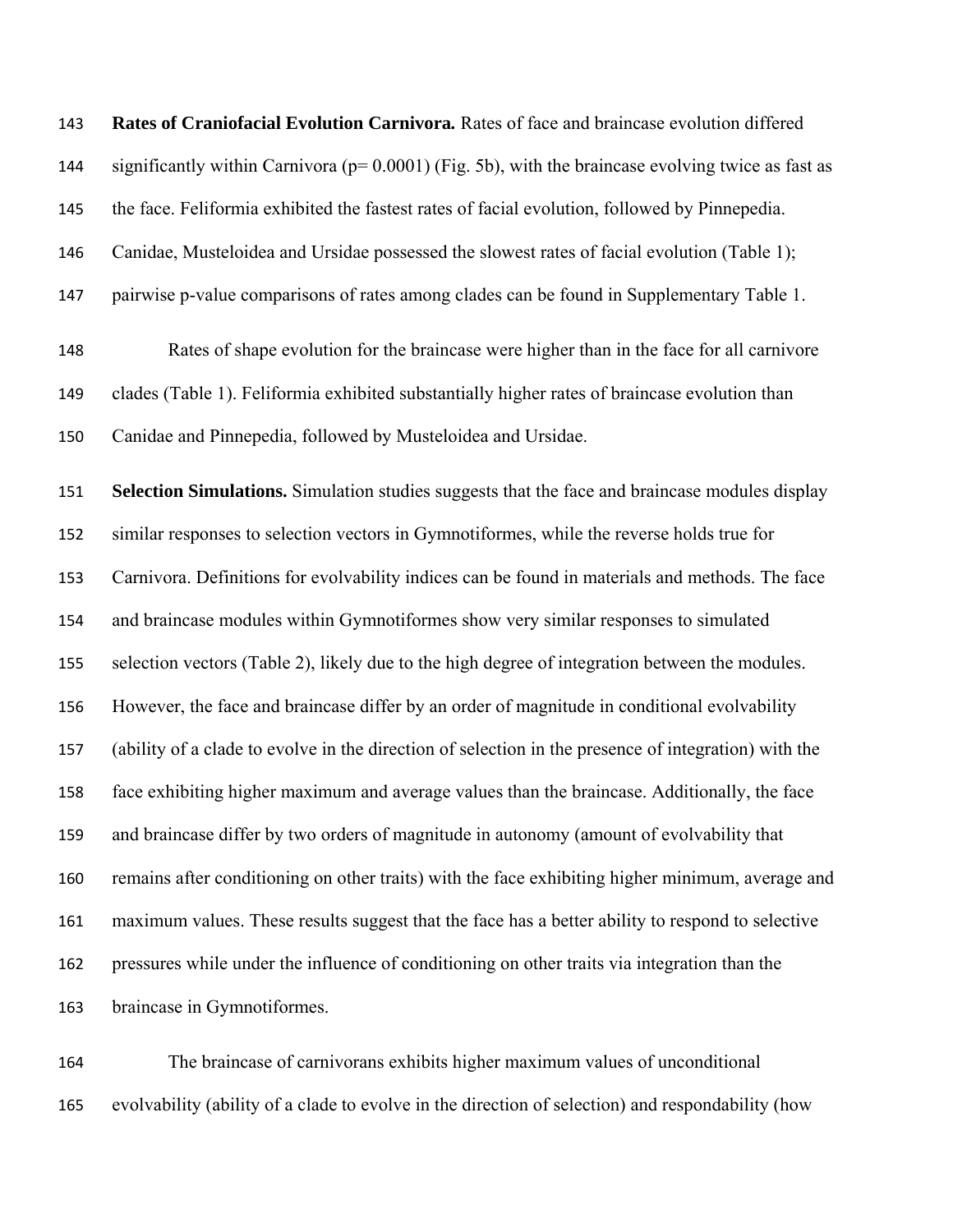**Rates of Craniofacial Evolution Carnivora.** Rates of face and braincase evolution differed significantly within Carnivora ($p = 0.0001$) (Fig. 5b), with the braincase evolving twice as fast as the face. Feliformia exhibited the fastest rates of facial evolution, followed by Pinnepedia. Canidae, Musteloidea and Ursidae possessed the slowest rates of facial evolution (Table 1); pairwise p-value comparisons of rates among clades can be found in Supplementary Table 1.

Rates of shape evolution for the braincase were higher than in the face for all carnivore clades (Table 1). Feliformia exhibited substantially higher rates of braincase evolution than Canidae and Pinnepedia, followed by Musteloidea and Ursidae.

**Selection Simulations.** Simulation studies suggests that the face and braincase modules display similar responses to selection vectors in Gymnotiformes, while the reverse holds true for Carnivora. Definitions for evolvability indices can be found in materials and methods. The face and braincase modules within Gymnotiformes show very similar responses to simulated selection vectors (Table 2), likely due to the high degree of integration between the modules. However, the face and braincase differ by an order of magnitude in conditional evolvability (ability of a clade to evolve in the direction of selection in the presence of integration) with the face exhibiting higher maximum and average values than the braincase. Additionally, the face and braincase differ by two orders of magnitude in autonomy (amount of evolvability that remains after conditioning on other traits) with the face exhibiting higher minimum, average and maximum values. These results suggest that the face has a better ability to respond to selective pressures while under the influence of conditioning on other traits via integration than the braincase in Gymnotiformes.

The braincase of carnivorans exhibits higher maximum values of unconditional evolvability (ability of a clade to evolve in the direction of selection) and respondability (how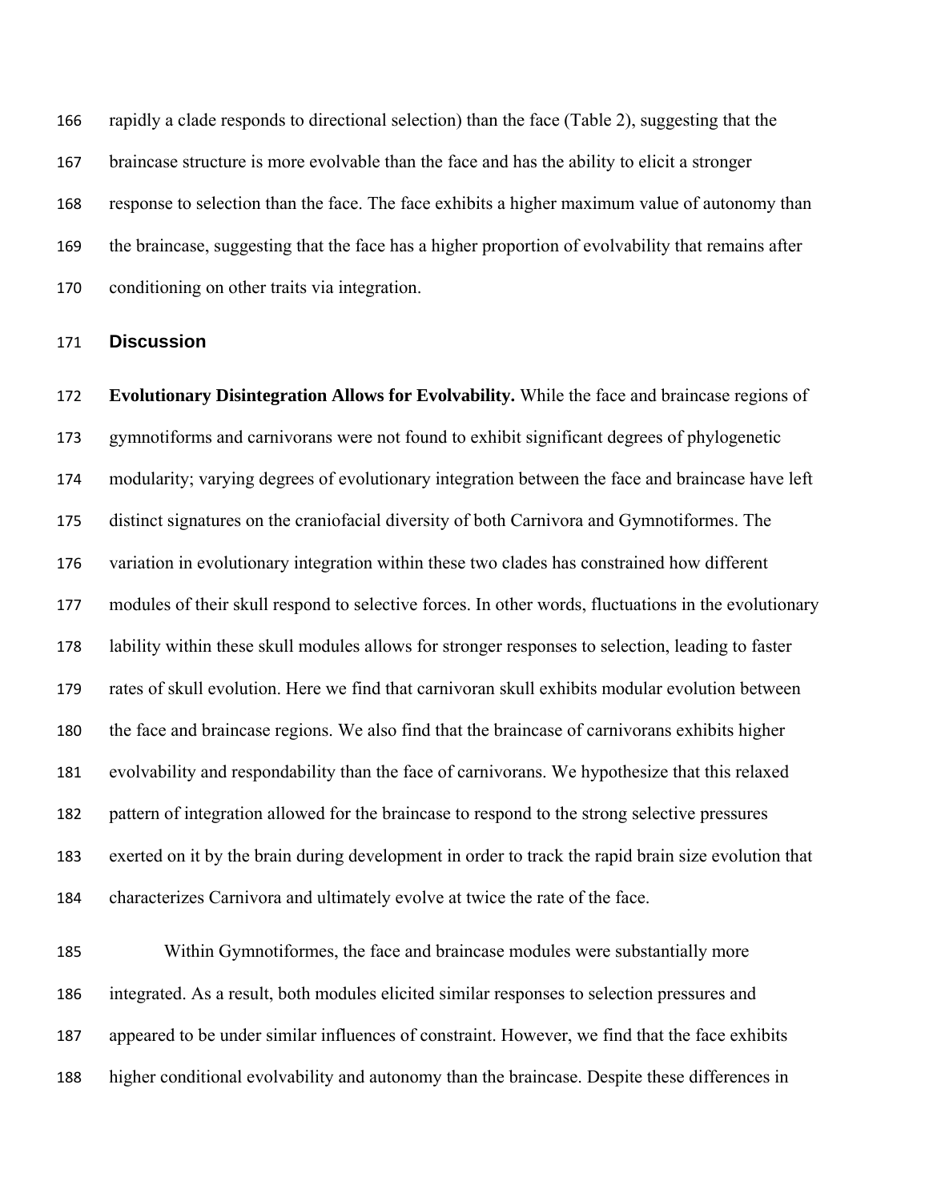rapidly a clade responds to directional selection) than the face (Table 2), suggesting that the braincase structure is more evolvable than the face and has the ability to elicit a stronger response to selection than the face. The face exhibits a higher maximum value of autonomy than the braincase, suggesting that the face has a higher proportion of evolvability that remains after conditioning on other traits via integration.

## Discussion

**Evolutionary Disintegration Allows for Evolvability.** While the face and braincase regions of gymnotiforms and carnivorans were not found to exhibit significant degrees of phylogenetic modularity; varying degrees of evolutionary integration between the face and braincase have left distinct signatures on the craniofacial diversity of both Carnivora and Gymnotiformes. The variation in evolutionary integration within these two clades has constrained how different modules of their skull respond to selective forces. In other words, fluctuations in the evolutionary lability within these skull modules allows for stronger responses to selection, leading to faster rates of skull evolution. Here we find that carnivoran skull exhibits modular evolution between the face and braincase regions. We also find that the braincase of carnivorans exhibits higher evolvability and respondability than the face of carnivorans. We hypothesize that this relaxed pattern of integration allowed for the braincase to respond to the strong selective pressures exerted on it by the brain during development in order to track the rapid brain size evolution that characterizes Carnivora and ultimately evolve at twice the rate of the face.

Within Gymnotiformes, the face and braincase modules were substantially more integrated. As a result, both modules elicited similar responses to selection pressures and appeared to be under similar influences of constraint. However, we find that the face exhibits higher conditional evolvability and autonomy than the braincase. Despite these differences in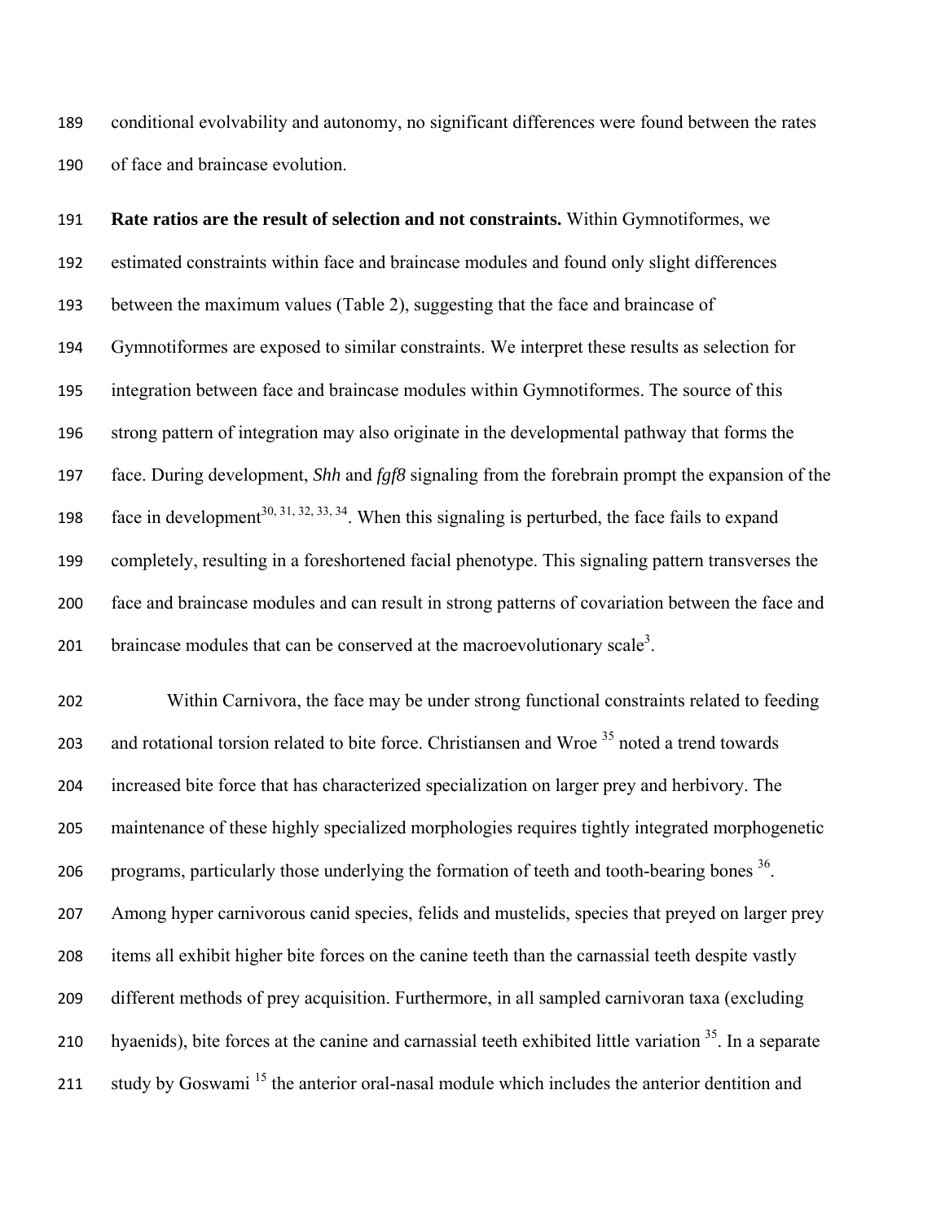conditional evolvability and autonomy, no significant differences were found between the rates of face and braincase evolution.

**Rate ratios are the result of selection and not constraints.** Within Gymnotiformes, we estimated constraints within face and braincase modules and found only slight differences between the maximum values (Table 2), suggesting that the face and braincase of Gymnotiformes are exposed to similar constraints. We interpret these results as selection for integration between face and braincase modules within Gymnotiformes. The source of this strong pattern of integration may also originate in the developmental pathway that forms the face. During development, *Shh* and *fgf8* signaling from the forebrain prompt the expansion of the face in development[30, 31, 32, 33, 34]. When this signaling is perturbed, the face fails to expand completely, resulting in a foreshortened facial phenotype. This signaling pattern transverses the face and braincase modules and can result in strong patterns of covariation between the face and braincase modules that can be conserved at the macroevolutionary scale[3].

Within Carnivora, the face may be under strong functional constraints related to feeding and rotational torsion related to bite force. Christiansen and Wroe [35] noted a trend towards increased bite force that has characterized specialization on larger prey and herbivory. The maintenance of these highly specialized morphologies requires tightly integrated morphogenetic programs, particularly those underlying the formation of teeth and tooth-bearing bones [36]. Among hyper carnivorous canid species, felids and mustelids, species that preyed on larger prey items all exhibit higher bite forces on the canine teeth than the carnassial teeth despite vastly different methods of prey acquisition. Furthermore, in all sampled carnivoran taxa (excluding hyaenids), bite forces at the canine and carnassial teeth exhibited little variation [35]. In a separate study by Goswami [15] the anterior oral-nasal module which includes the anterior dentition and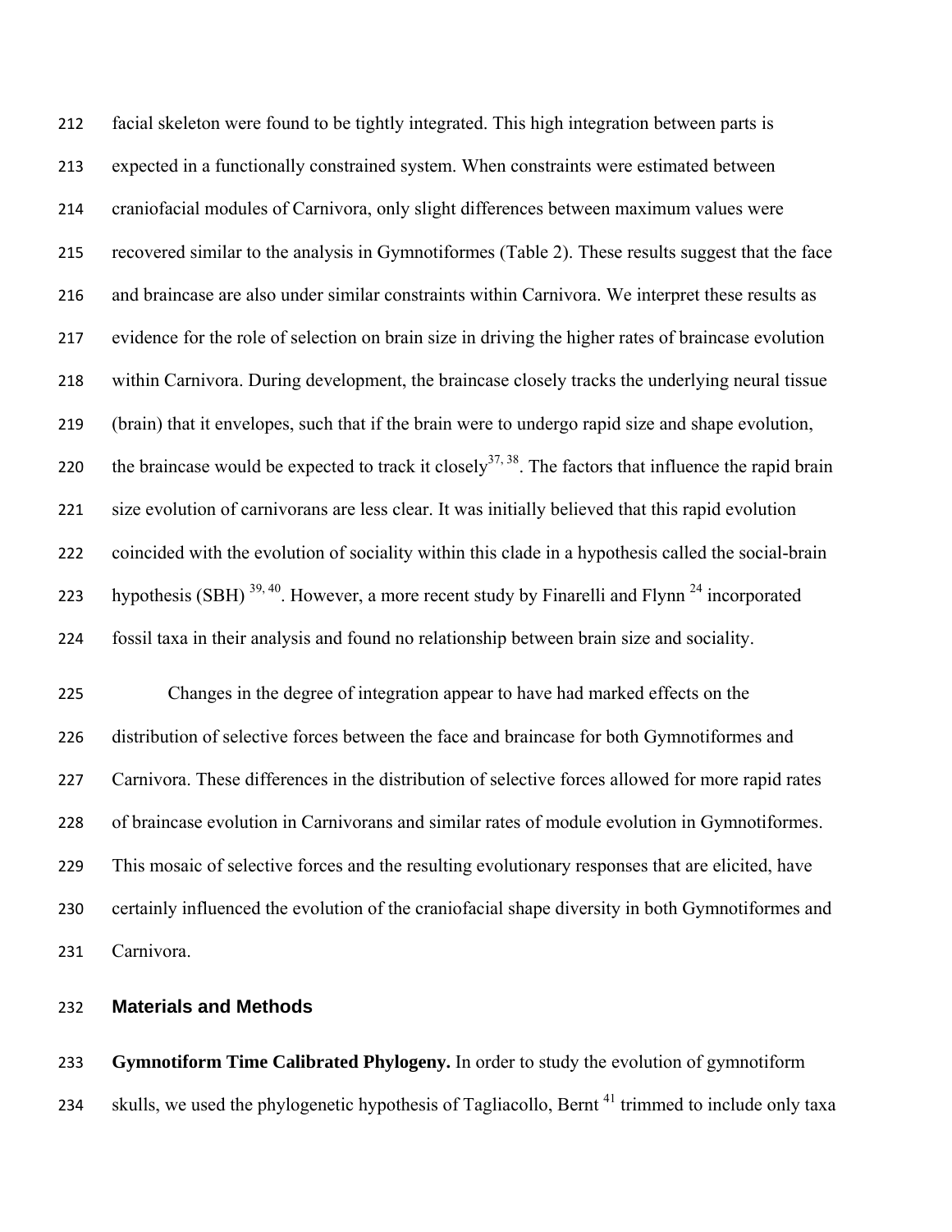facial skeleton were found to be tightly integrated. This high integration between parts is expected in a functionally constrained system. When constraints were estimated between craniofacial modules of Carnivora, only slight differences between maximum values were recovered similar to the analysis in Gymnotiformes (Table 2). These results suggest that the face and braincase are also under similar constraints within Carnivora. We interpret these results as evidence for the role of selection on brain size in driving the higher rates of braincase evolution within Carnivora. During development, the braincase closely tracks the underlying neural tissue (brain) that it envelopes, such that if the brain were to undergo rapid size and shape evolution, the braincase would be expected to track it closely[37, 38]. The factors that influence the rapid brain size evolution of carnivorans are less clear. It was initially believed that this rapid evolution coincided with the evolution of sociality within this clade in a hypothesis called the social-brain hypothesis (SBH) [39, 40]. However, a more recent study by Finarelli and Flynn [24] incorporated fossil taxa in their analysis and found no relationship between brain size and sociality.

Changes in the degree of integration appear to have had marked effects on the distribution of selective forces between the face and braincase for both Gymnotiformes and Carnivora. These differences in the distribution of selective forces allowed for more rapid rates of braincase evolution in Carnivorans and similar rates of module evolution in Gymnotiformes. This mosaic of selective forces and the resulting evolutionary responses that are elicited, have certainly influenced the evolution of the craniofacial shape diversity in both Gymnotiformes and Carnivora.

## Materials and Methods

**Gymnotiform Time Calibrated Phylogeny.** In order to study the evolution of gymnotiform skulls, we used the phylogenetic hypothesis of Tagliacollo, Bernt [41] trimmed to include only taxa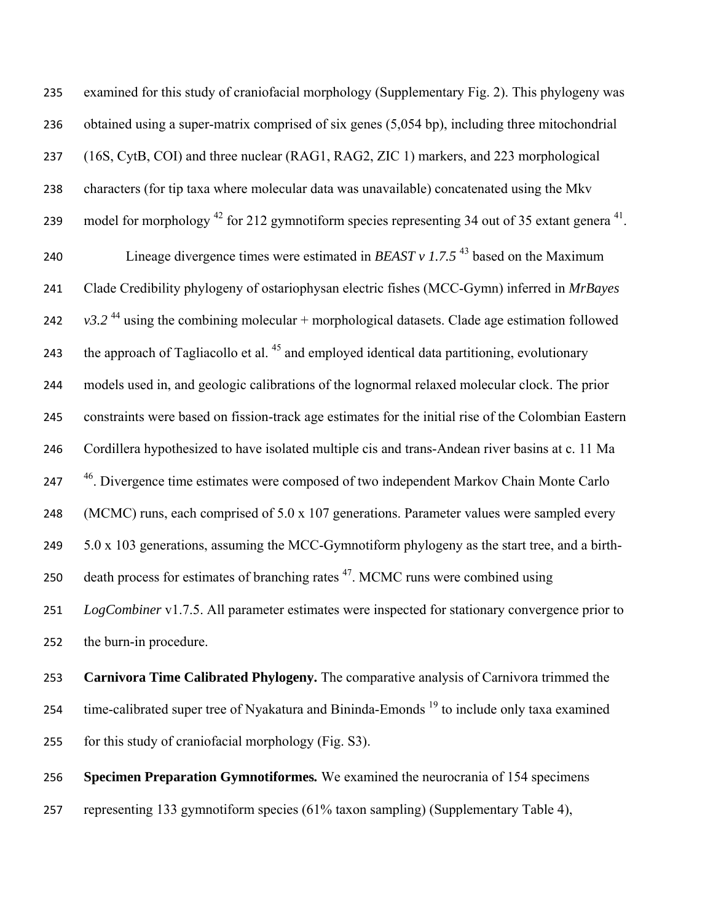examined for this study of craniofacial morphology (Supplementary Fig. 2). This phylogeny was obtained using a super-matrix comprised of six genes (5,054 bp), including three mitochondrial (16S, CytB, COI) and three nuclear (RAG1, RAG2, ZIC 1) markers, and 223 morphological characters (for tip taxa where molecular data was unavailable) concatenated using the Mkv model for morphology [42] for 212 gymnotiform species representing 34 out of 35 extant genera [41].

Lineage divergence times were estimated in *BEAST v 1.7.5* [43] based on the Maximum Clade Credibility phylogeny of ostariophysan electric fishes (MCC-Gymn) inferred in *MrBayes v3.2* [44] using the combining molecular + morphological datasets. Clade age estimation followed the approach of Tagliacollo et al. [45] and employed identical data partitioning, evolutionary models used in, and geologic calibrations of the lognormal relaxed molecular clock. The prior constraints were based on fission-track age estimates for the initial rise of the Colombian Eastern Cordillera hypothesized to have isolated multiple cis and trans-Andean river basins at c. 11 Ma [46]. Divergence time estimates were composed of two independent Markov Chain Monte Carlo (MCMC) runs, each comprised of 5.0 x 107 generations. Parameter values were sampled every 5.0 x 103 generations, assuming the MCC-Gymnotiform phylogeny as the start tree, and a birth-death process for estimates of branching rates [47]. MCMC runs were combined using *LogCombiner* v1.7.5. All parameter estimates were inspected for stationary convergence prior to the burn-in procedure.

**Carnivora Time Calibrated Phylogeny.** The comparative analysis of Carnivora trimmed the time-calibrated super tree of Nyakatura and Bininda-Emonds [19] to include only taxa examined for this study of craniofacial morphology (Fig. S3).

**Specimen Preparation Gymnotiformes.** We examined the neurocrania of 154 specimens representing 133 gymnotiform species (61% taxon sampling) (Supplementary Table 4),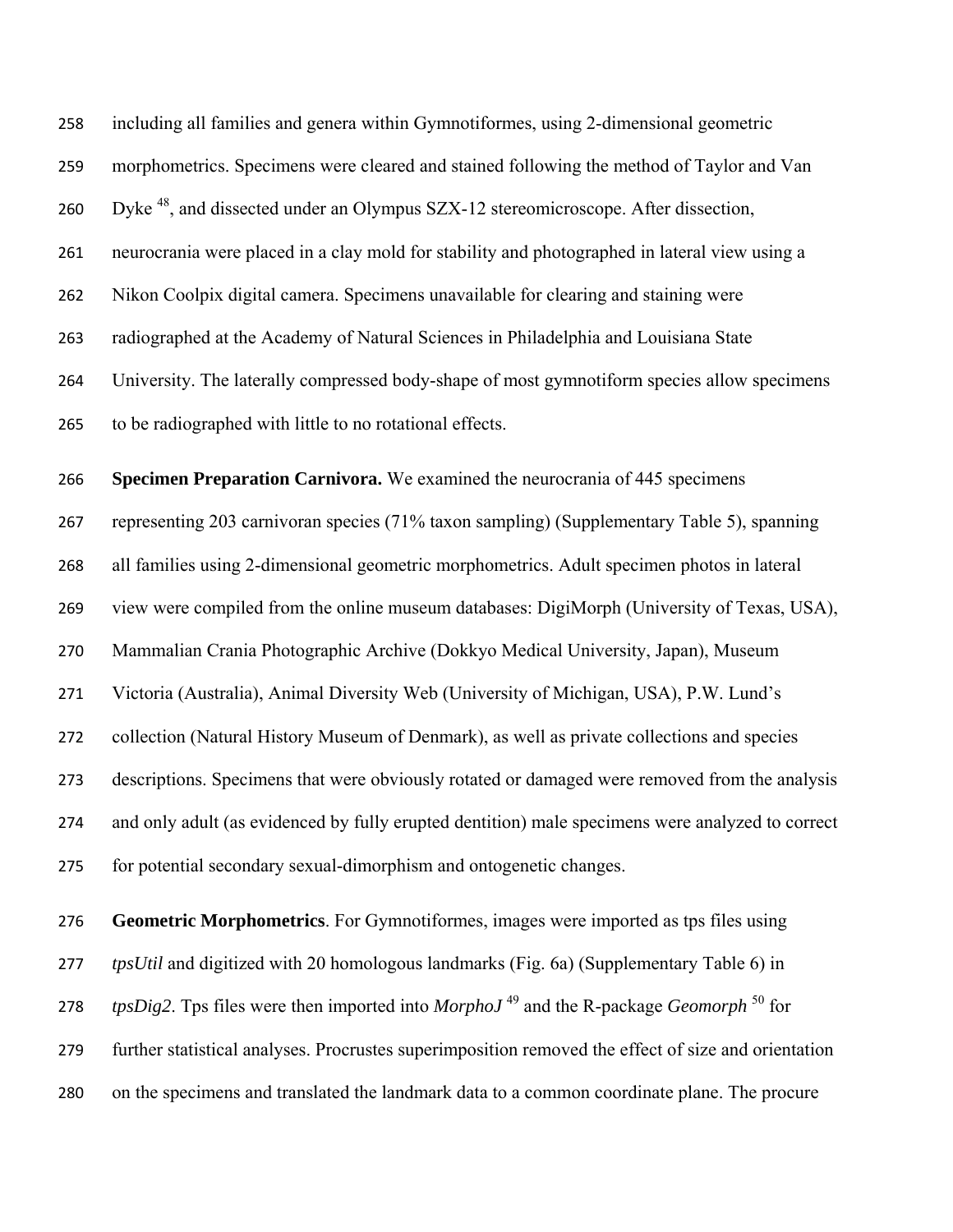including all families and genera within Gymnotiformes, using 2-dimensional geometric morphometrics. Specimens were cleared and stained following the method of Taylor and Van Dyke [48], and dissected under an Olympus SZX-12 stereomicroscope. After dissection, neurocrania were placed in a clay mold for stability and photographed in lateral view using a Nikon Coolpix digital camera. Specimens unavailable for clearing and staining were radiographed at the Academy of Natural Sciences in Philadelphia and Louisiana State University. The laterally compressed body-shape of most gymnotiform species allow specimens to be radiographed with little to no rotational effects.

**Specimen Preparation Carnivora.** We examined the neurocrania of 445 specimens representing 203 carnivoran species (71% taxon sampling) (Supplementary Table 5), spanning all families using 2-dimensional geometric morphometrics. Adult specimen photos in lateral view were compiled from the online museum databases: DigiMorph (University of Texas, USA), Mammalian Crania Photographic Archive (Dokkyo Medical University, Japan), Museum Victoria (Australia), Animal Diversity Web (University of Michigan, USA), P.W. Lund's collection (Natural History Museum of Denmark), as well as private collections and species descriptions. Specimens that were obviously rotated or damaged were removed from the analysis and only adult (as evidenced by fully erupted dentition) male specimens were analyzed to correct for potential secondary sexual-dimorphism and ontogenetic changes.

**Geometric Morphometrics**. For Gymnotiformes, images were imported as tps files using *tpsUtil* and digitized with 20 homologous landmarks (Fig. 6a) (Supplementary Table 6) in *tpsDig2*. Tps files were then imported into *MorphoJ* [49] and the R-package *Geomorph* [50] for further statistical analyses. Procrustes superimposition removed the effect of size and orientation on the specimens and translated the landmark data to a common coordinate plane. The procure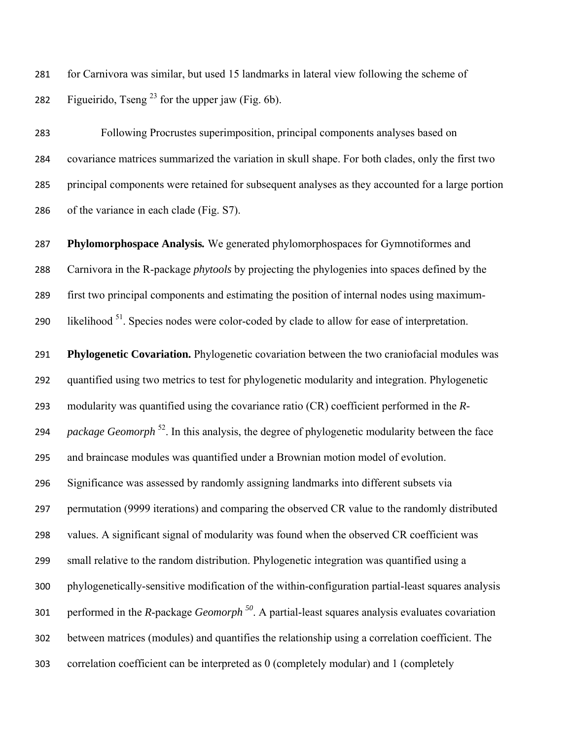for Carnivora was similar, but used 15 landmarks in lateral view following the scheme of Figueirido, Tseng [23] for the upper jaw (Fig. 6b).

Following Procrustes superimposition, principal components analyses based on covariance matrices summarized the variation in skull shape. For both clades, only the first two principal components were retained for subsequent analyses as they accounted for a large portion of the variance in each clade (Fig. S7).

**Phylomorphospace Analysis.** We generated phylomorphospaces for Gymnotiformes and Carnivora in the R-package *phytools* by projecting the phylogenies into spaces defined by the first two principal components and estimating the position of internal nodes using maximum-likelihood [51]. Species nodes were color-coded by clade to allow for ease of interpretation.

**Phylogenetic Covariation.** Phylogenetic covariation between the two craniofacial modules was quantified using two metrics to test for phylogenetic modularity and integration. Phylogenetic modularity was quantified using the covariance ratio (CR) coefficient performed in the *R-package Geomorph* [52]. In this analysis, the degree of phylogenetic modularity between the face and braincase modules was quantified under a Brownian motion model of evolution. Significance was assessed by randomly assigning landmarks into different subsets via permutation (9999 iterations) and comparing the observed CR value to the randomly distributed values. A significant signal of modularity was found when the observed CR coefficient was small relative to the random distribution. Phylogenetic integration was quantified using a phylogenetically-sensitive modification of the within-configuration partial-least squares analysis performed in the *R*-package *Geomorph* [50]. A partial-least squares analysis evaluates covariation between matrices (modules) and quantifies the relationship using a correlation coefficient. The correlation coefficient can be interpreted as 0 (completely modular) and 1 (completely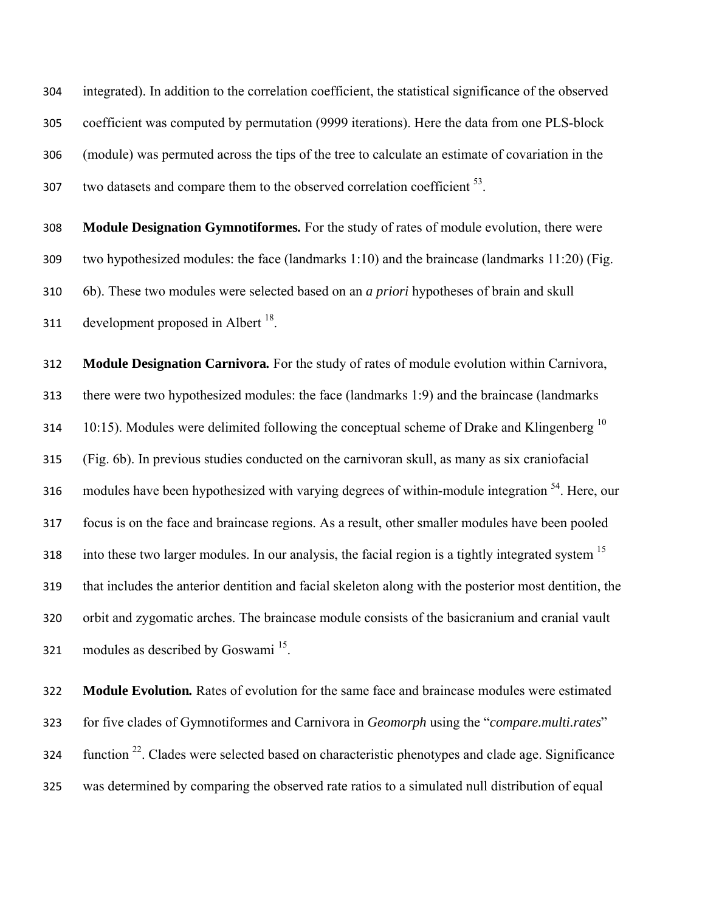integrated). In addition to the correlation coefficient, the statistical significance of the observed coefficient was computed by permutation (9999 iterations). Here the data from one PLS-block (module) was permuted across the tips of the tree to calculate an estimate of covariation in the two datasets and compare them to the observed correlation coefficient [53].

**Module Designation Gymnotiformes.** For the study of rates of module evolution, there were two hypothesized modules: the face (landmarks 1:10) and the braincase (landmarks 11:20) (Fig. 6b). These two modules were selected based on an *a priori* hypotheses of brain and skull development proposed in Albert [18].

**Module Designation Carnivora.** For the study of rates of module evolution within Carnivora, there were two hypothesized modules: the face (landmarks 1:9) and the braincase (landmarks 10:15). Modules were delimited following the conceptual scheme of Drake and Klingenberg [10] (Fig. 6b). In previous studies conducted on the carnivoran skull, as many as six craniofacial modules have been hypothesized with varying degrees of within-module integration [54]. Here, our focus is on the face and braincase regions. As a result, other smaller modules have been pooled into these two larger modules. In our analysis, the facial region is a tightly integrated system [15] that includes the anterior dentition and facial skeleton along with the posterior most dentition, the orbit and zygomatic arches. The braincase module consists of the basicranium and cranial vault modules as described by Goswami [15].

**Module Evolution.** Rates of evolution for the same face and braincase modules were estimated for five clades of Gymnotiformes and Carnivora in *Geomorph* using the "*compare.multi.rates*" function [22]. Clades were selected based on characteristic phenotypes and clade age. Significance was determined by comparing the observed rate ratios to a simulated null distribution of equal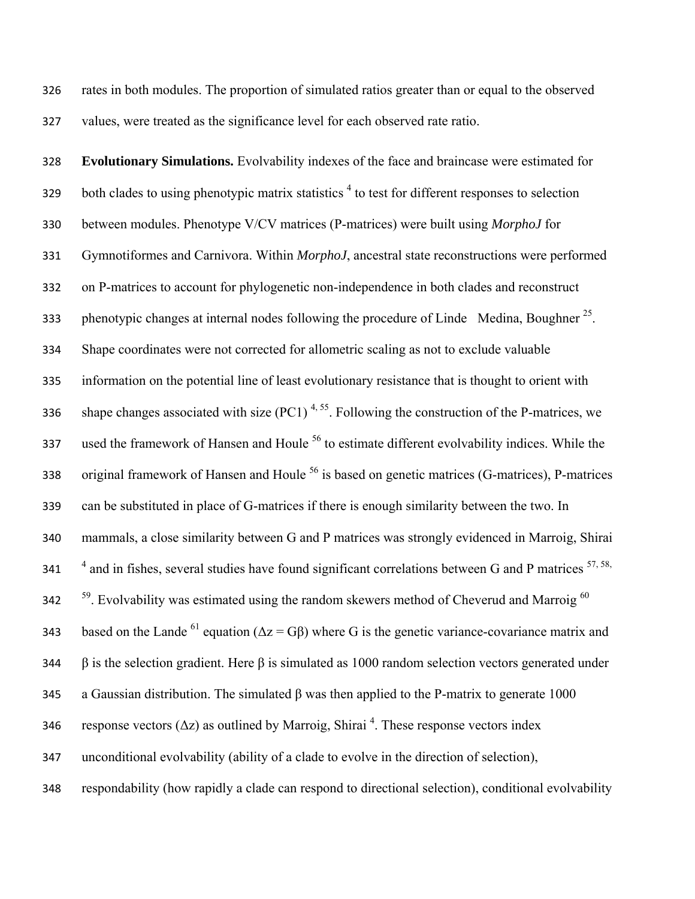rates in both modules. The proportion of simulated ratios greater than or equal to the observed values, were treated as the significance level for each observed rate ratio.

**Evolutionary Simulations.** Evolvability indexes of the face and braincase were estimated for both clades to using phenotypic matrix statistics [4] to test for different responses to selection between modules. Phenotype V/CV matrices (P-matrices) were built using *MorphoJ* for Gymnotiformes and Carnivora. Within *MorphoJ*, ancestral state reconstructions were performed on P-matrices to account for phylogenetic non-independence in both clades and reconstruct phenotypic changes at internal nodes following the procedure of Linde Medina, Boughner [25]. Shape coordinates were not corrected for allometric scaling as not to exclude valuable information on the potential line of least evolutionary resistance that is thought to orient with shape changes associated with size (PC1) [4, 55]. Following the construction of the P-matrices, we used the framework of Hansen and Houle [56] to estimate different evolvability indices. While the original framework of Hansen and Houle [56] is based on genetic matrices (G-matrices), P-matrices can be substituted in place of G-matrices if there is enough similarity between the two. In mammals, a close similarity between G and P matrices was strongly evidenced in Marroig, Shirai [4] and in fishes, several studies have found significant correlations between G and P matrices [57, 58, 59]. Evolvability was estimated using the random skewers method of Cheverud and Marroig [60] based on the Lande [61] equation ($\Delta z = G\beta$) where G is the genetic variance-covariance matrix and $\beta$ is the selection gradient. Here $\beta$ is simulated as 1000 random selection vectors generated under a Gaussian distribution. The simulated $\beta$ was then applied to the P-matrix to generate 1000 response vectors ($\Delta z$) as outlined by Marroig, Shirai [4]. These response vectors index unconditional evolvability (ability of a clade to evolve in the direction of selection), respondability (how rapidly a clade can respond to directional selection), conditional evolvability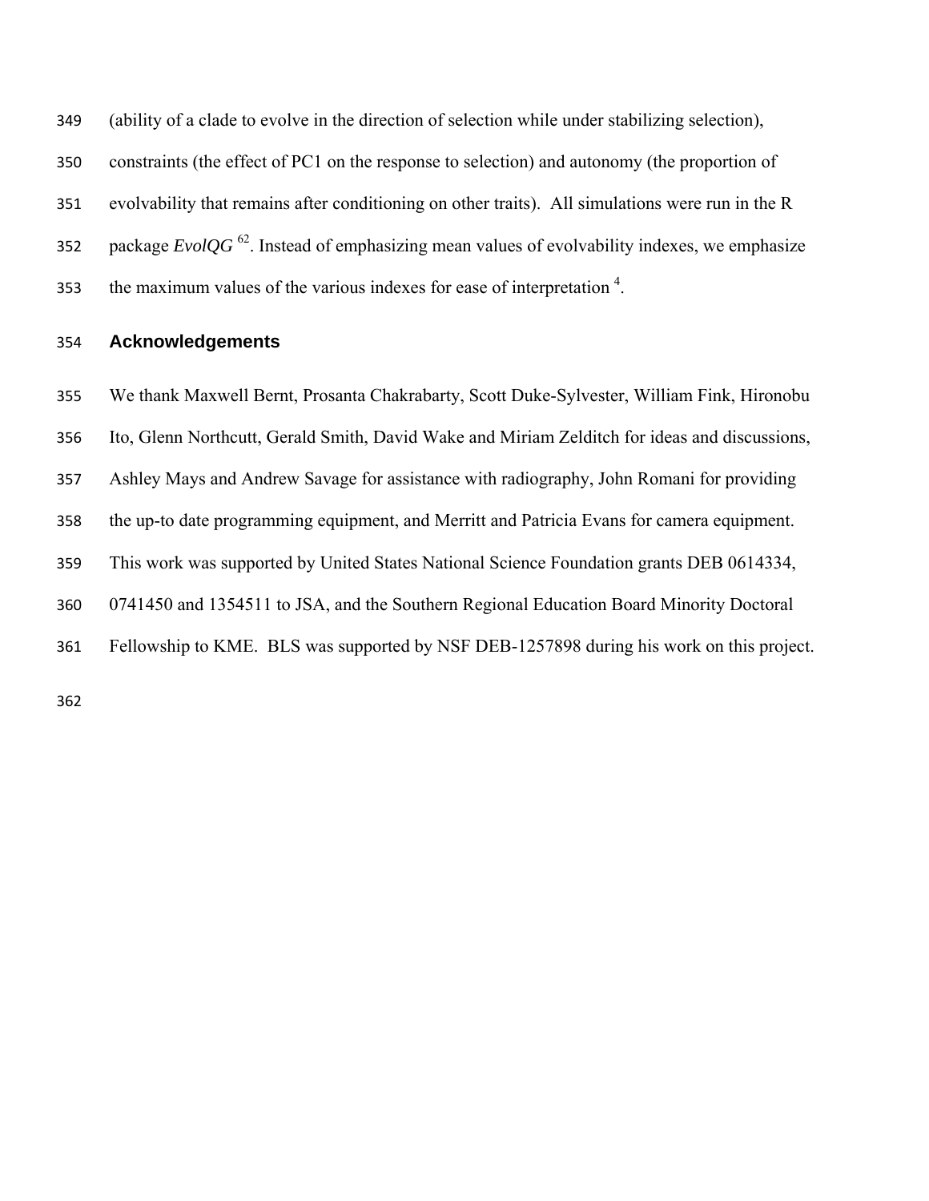(ability of a clade to evolve in the direction of selection while under stabilizing selection), constraints (the effect of PC1 on the response to selection) and autonomy (the proportion of evolvability that remains after conditioning on other traits). All simulations were run in the R package *EvolQG* [62]. Instead of emphasizing mean values of evolvability indexes, we emphasize the maximum values of the various indexes for ease of interpretation [4].

## Acknowledgements

We thank Maxwell Bernt, Prosanta Chakrabarty, Scott Duke-Sylvester, William Fink, Hironobu Ito, Glenn Northcutt, Gerald Smith, David Wake and Miriam Zelditch for ideas and discussions, Ashley Mays and Andrew Savage for assistance with radiography, John Romani for providing the up-to date programming equipment, and Merritt and Patricia Evans for camera equipment. This work was supported by United States National Science Foundation grants DEB 0614334, 0741450 and 1354511 to JSA, and the Southern Regional Education Board Minority Doctoral Fellowship to KME. BLS was supported by NSF DEB-1257898 during his work on this project.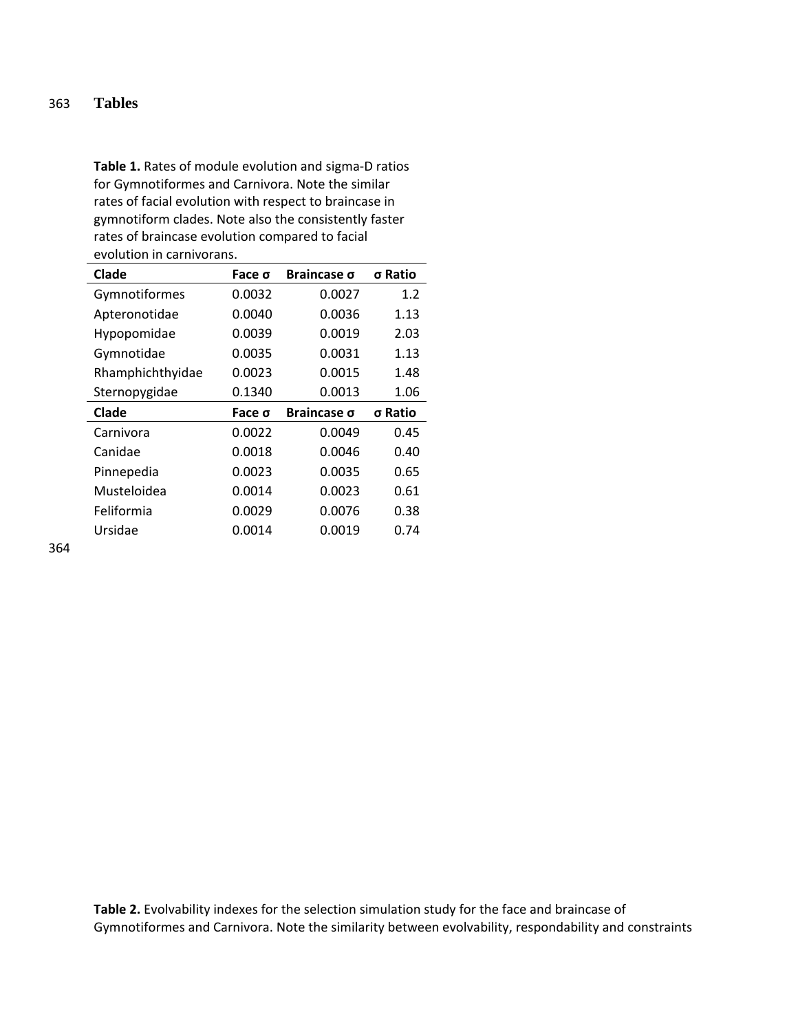# Tables

**Table 1.** Rates of module evolution and sigma-D ratios for Gymnotiformes and Carnivora. Note the similar rates of facial evolution with respect to braincase in gymnotiform clades. Note also the consistently faster rates of braincase evolution compared to facial evolution in carnivorans.

| Clade | Face σ | Braincase σ | σ Ratio |
|---|---|---|---|
| Gymnotiformes | 0.0032 | 0.0027 | 1.2 |
| Apteronotidae | 0.0040 | 0.0036 | 1.13 |
| Hypopomidae | 0.0039 | 0.0019 | 2.03 |
| Gymnotidae | 0.0035 | 0.0031 | 1.13 |
| Rhamphichthyidae | 0.0023 | 0.0015 | 1.48 |
| Sternopygidae | 0.1340 | 0.0013 | 1.06 |
| **Clade** | **Face σ** | **Braincase σ** | **σ Ratio** |
| Carnivora | 0.0022 | 0.0049 | 0.45 |
| Canidae | 0.0018 | 0.0046 | 0.40 |
| Pinnepedia | 0.0023 | 0.0035 | 0.65 |
| Musteloidea | 0.0014 | 0.0023 | 0.61 |
| Feliformia | 0.0029 | 0.0076 | 0.38 |
| Ursidae | 0.0014 | 0.0019 | 0.74 |

**Table 2.** Evolvability indexes for the selection simulation study for the face and braincase of Gymnotiformes and Carnivora. Note the similarity between evolvability, respondability and constraints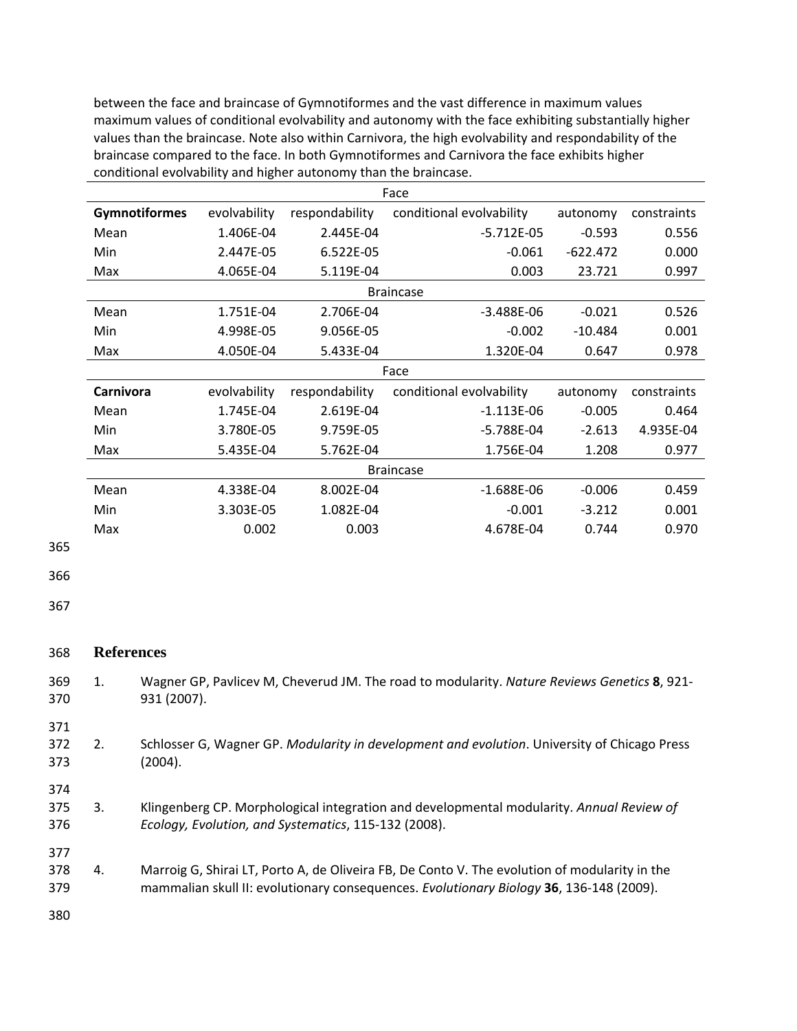between the face and braincase of Gymnotiformes and the vast difference in maximum values maximum values of conditional evolvability and autonomy with the face exhibiting substantially higher values than the braincase. Note also within Carnivora, the high evolvability and respondability of the braincase compared to the face. In both Gymnotiformes and Carnivora the face exhibits higher conditional evolvability and higher autonomy than the braincase.

| | | | Face | | |
|---|---|---|---|---|---|
| **Gymnotiformes** | evolvability | respondability | conditional evolvability | autonomy | constraints |
| Mean | 1.406E-04 | 2.445E-04 | -5.712E-05 | -0.593 | 0.556 |
| Min | 2.447E-05 | 6.522E-05 | -0.061 | -622.472 | 0.000 |
| Max | 4.065E-04 | 5.119E-04 | 0.003 | 23.721 | 0.997 |
| | | | Braincase | | |
| Mean | 1.751E-04 | 2.706E-04 | -3.488E-06 | -0.021 | 0.526 |
| Min | 4.998E-05 | 9.056E-05 | -0.002 | -10.484 | 0.001 |
| Max | 4.050E-04 | 5.433E-04 | 1.320E-04 | 0.647 | 0.978 |
| | | | Face | | |
| **Carnivora** | evolvability | respondability | conditional evolvability | autonomy | constraints |
| Mean | 1.745E-04 | 2.619E-04 | -1.113E-06 | -0.005 | 0.464 |
| Min | 3.780E-05 | 9.759E-05 | -5.788E-04 | -2.613 | 4.935E-04 |
| Max | 5.435E-04 | 5.762E-04 | 1.756E-04 | 1.208 | 0.977 |
| | | | Braincase | | |
| Mean | 4.338E-04 | 8.002E-04 | -1.688E-06 | -0.006 | 0.459 |
| Min | 3.303E-05 | 1.082E-04 | -0.001 | -3.212 | 0.001 |
| Max | 0.002 | 0.003 | 4.678E-04 | 0.744 | 0.970 |

## References

1. Wagner GP, Pavlicev M, Cheverud JM. The road to modularity. *Nature Reviews Genetics* **8**, 921-931 (2007).

2. Schlosser G, Wagner GP. *Modularity in development and evolution*. University of Chicago Press (2004).

3. Klingenberg CP. Morphological integration and developmental modularity. *Annual Review of Ecology, Evolution, and Systematics*, 115-132 (2008).

4. Marroig G, Shirai LT, Porto A, de Oliveira FB, De Conto V. The evolution of modularity in the mammalian skull II: evolutionary consequences. *Evolutionary Biology* **36**, 136-148 (2009).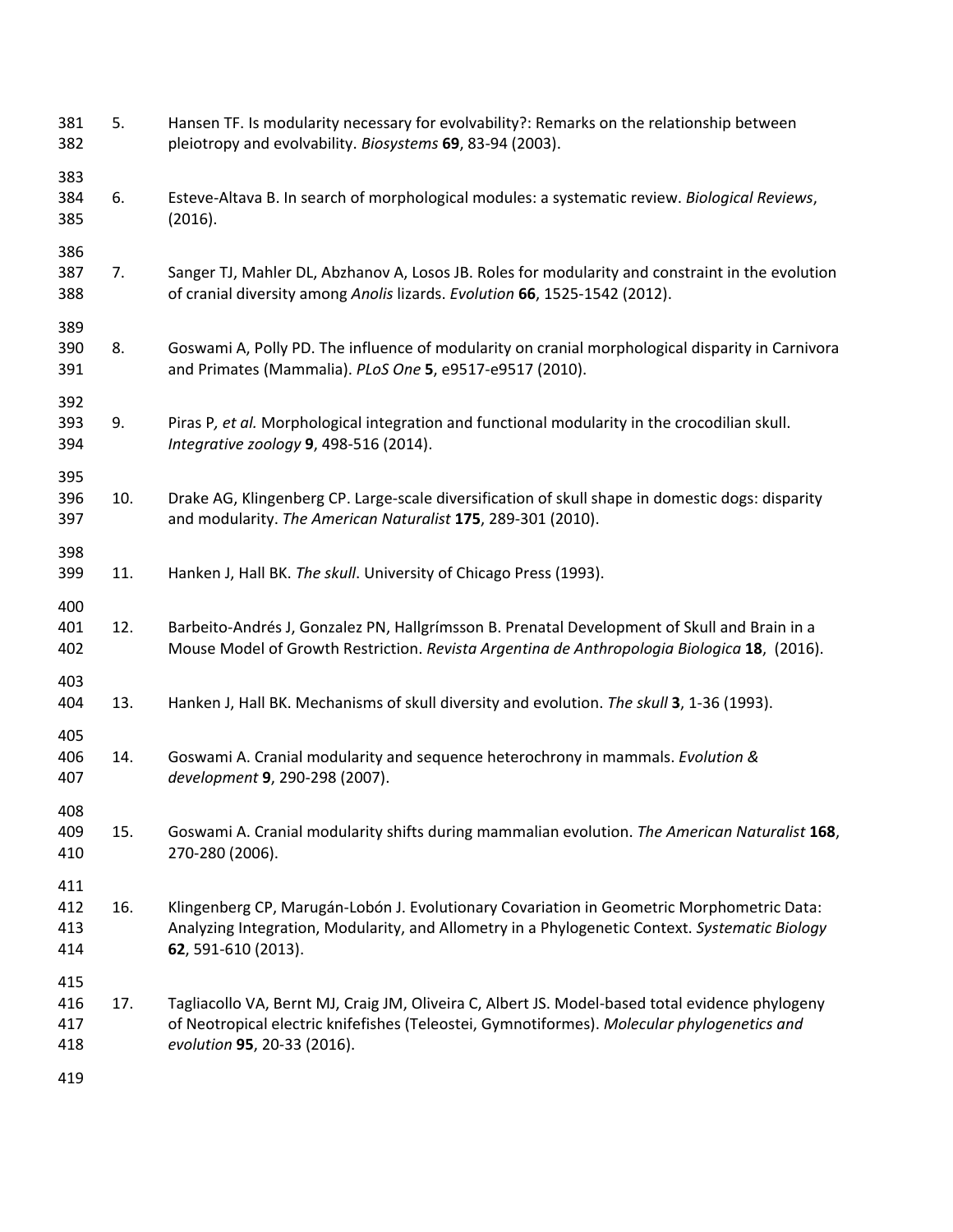5. Hansen TF. Is modularity necessary for evolvability?: Remarks on the relationship between pleiotropy and evolvability. *Biosystems* **69**, 83-94 (2003).

6. Esteve-Altava B. In search of morphological modules: a systematic review. *Biological Reviews*, (2016).

7. Sanger TJ, Mahler DL, Abzhanov A, Losos JB. Roles for modularity and constraint in the evolution of cranial diversity among *Anolis* lizards. *Evolution* **66**, 1525-1542 (2012).

8. Goswami A, Polly PD. The influence of modularity on cranial morphological disparity in Carnivora and Primates (Mammalia). *PLoS One* **5**, e9517-e9517 (2010).

9. Piras P*, et al.* Morphological integration and functional modularity in the crocodilian skull. *Integrative zoology* **9**, 498-516 (2014).

10. Drake AG, Klingenberg CP. Large-scale diversification of skull shape in domestic dogs: disparity and modularity. *The American Naturalist* **175**, 289-301 (2010).

11. Hanken J, Hall BK. *The skull*. University of Chicago Press (1993).

12. Barbeito-Andrés J, Gonzalez PN, Hallgrímsson B. Prenatal Development of Skull and Brain in a Mouse Model of Growth Restriction. *Revista Argentina de Anthropologia Biologica* **18**, (2016).

13. Hanken J, Hall BK. Mechanisms of skull diversity and evolution. *The skull* **3**, 1-36 (1993).

14. Goswami A. Cranial modularity and sequence heterochrony in mammals. *Evolution & development* **9**, 290-298 (2007).

15. Goswami A. Cranial modularity shifts during mammalian evolution. *The American Naturalist* **168**, 270-280 (2006).

16. Klingenberg CP, Marugán-Lobón J. Evolutionary Covariation in Geometric Morphometric Data: Analyzing Integration, Modularity, and Allometry in a Phylogenetic Context. *Systematic Biology* **62**, 591-610 (2013).

17. Tagliacollo VA, Bernt MJ, Craig JM, Oliveira C, Albert JS. Model-based total evidence phylogeny of Neotropical electric knifefishes (Teleostei, Gymnotiformes). *Molecular phylogenetics and evolution* **95**, 20-33 (2016).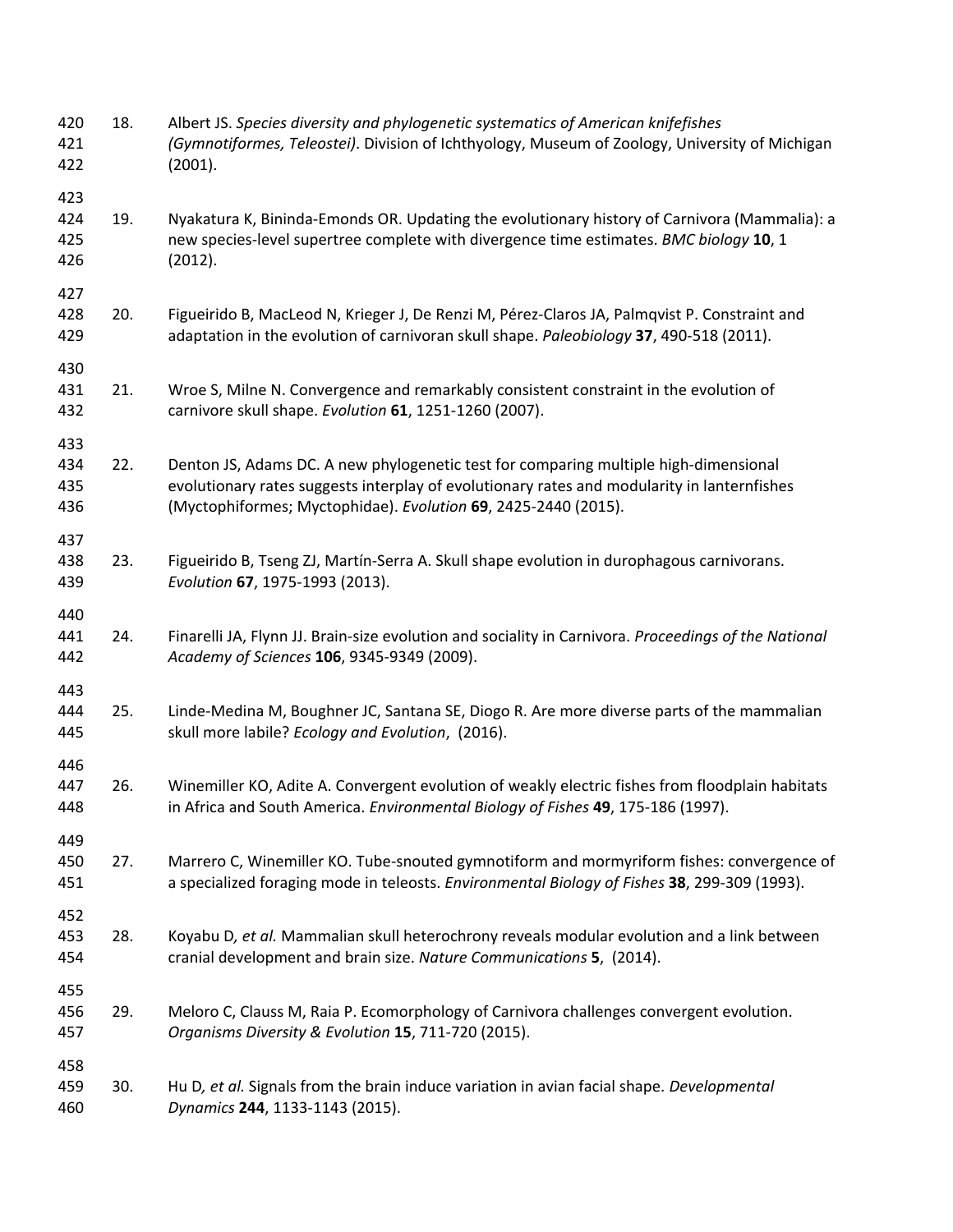18. Albert JS. *Species diversity and phylogenetic systematics of American knifefishes (Gymnotiformes, Teleostei)*. Division of Ichthyology, Museum of Zoology, University of Michigan (2001).

19. Nyakatura K, Bininda-Emonds OR. Updating the evolutionary history of Carnivora (Mammalia): a new species-level supertree complete with divergence time estimates. *BMC biology* **10**, 1 (2012).

20. Figueirido B, MacLeod N, Krieger J, De Renzi M, Pérez-Claros JA, Palmqvist P. Constraint and adaptation in the evolution of carnivoran skull shape. *Paleobiology* **37**, 490-518 (2011).

21. Wroe S, Milne N. Convergence and remarkably consistent constraint in the evolution of carnivore skull shape. *Evolution* **61**, 1251-1260 (2007).

22. Denton JS, Adams DC. A new phylogenetic test for comparing multiple high-dimensional evolutionary rates suggests interplay of evolutionary rates and modularity in lanternfishes (Myctophiformes; Myctophidae). *Evolution* **69**, 2425-2440 (2015).

23. Figueirido B, Tseng ZJ, Martín-Serra A. Skull shape evolution in durophagous carnivorans. *Evolution* **67**, 1975-1993 (2013).

24. Finarelli JA, Flynn JJ. Brain-size evolution and sociality in Carnivora. *Proceedings of the National Academy of Sciences* **106**, 9345-9349 (2009).

25. Linde-Medina M, Boughner JC, Santana SE, Diogo R. Are more diverse parts of the mammalian skull more labile? *Ecology and Evolution*, (2016).

26. Winemiller KO, Adite A. Convergent evolution of weakly electric fishes from floodplain habitats in Africa and South America. *Environmental Biology of Fishes* **49**, 175-186 (1997).

27. Marrero C, Winemiller KO. Tube-snouted gymnotiform and mormyriform fishes: convergence of a specialized foraging mode in teleosts. *Environmental Biology of Fishes* **38**, 299-309 (1993).

28. Koyabu D*, et al.* Mammalian skull heterochrony reveals modular evolution and a link between cranial development and brain size. *Nature Communications* **5**, (2014).

29. Meloro C, Clauss M, Raia P. Ecomorphology of Carnivora challenges convergent evolution. *Organisms Diversity & Evolution* **15**, 711-720 (2015).

30. Hu D*, et al.* Signals from the brain induce variation in avian facial shape. *Developmental Dynamics* **244**, 1133-1143 (2015).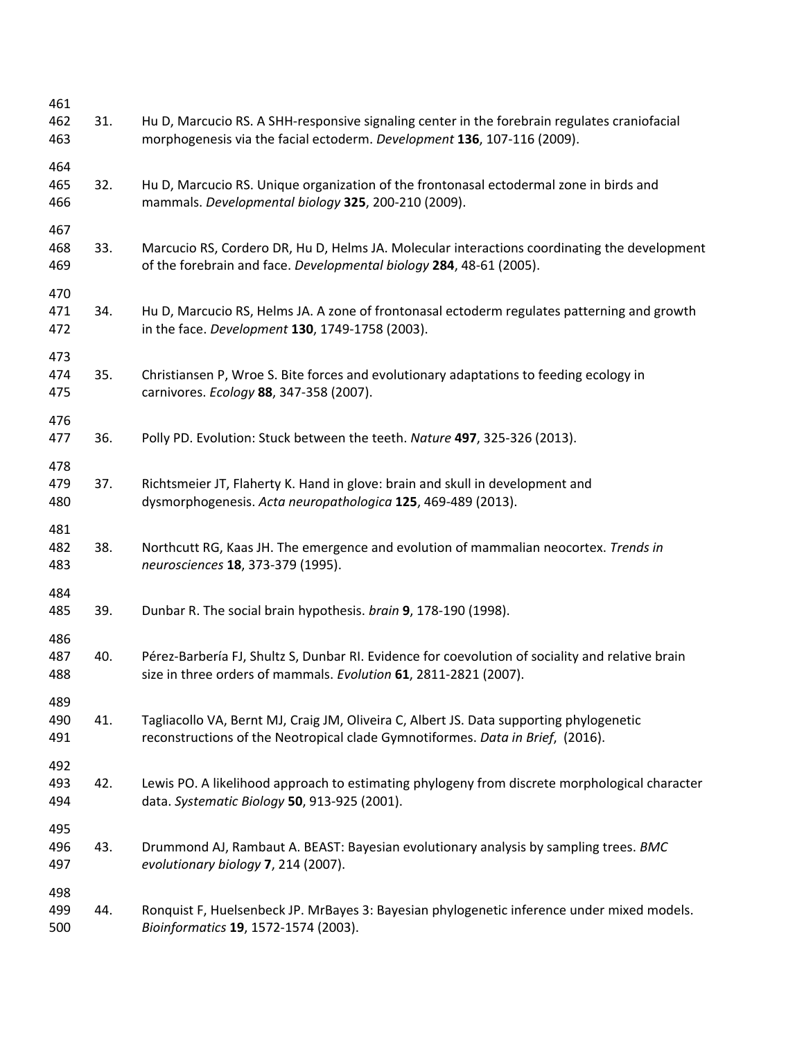31. Hu D, Marcucio RS. A SHH-responsive signaling center in the forebrain regulates craniofacial morphogenesis via the facial ectoderm. *Development* **136**, 107-116 (2009).

32. Hu D, Marcucio RS. Unique organization of the frontonasal ectodermal zone in birds and mammals. *Developmental biology* **325**, 200-210 (2009).

33. Marcucio RS, Cordero DR, Hu D, Helms JA. Molecular interactions coordinating the development of the forebrain and face. *Developmental biology* **284**, 48-61 (2005).

34. Hu D, Marcucio RS, Helms JA. A zone of frontonasal ectoderm regulates patterning and growth in the face. *Development* **130**, 1749-1758 (2003).

35. Christiansen P, Wroe S. Bite forces and evolutionary adaptations to feeding ecology in carnivores. *Ecology* **88**, 347-358 (2007).

36. Polly PD. Evolution: Stuck between the teeth. *Nature* **497**, 325-326 (2013).

37. Richtsmeier JT, Flaherty K. Hand in glove: brain and skull in development and dysmorphogenesis. *Acta neuropathologica* **125**, 469-489 (2013).

38. Northcutt RG, Kaas JH. The emergence and evolution of mammalian neocortex. *Trends in neurosciences* **18**, 373-379 (1995).

39. Dunbar R. The social brain hypothesis. *brain* **9**, 178-190 (1998).

40. Pérez-Barbería FJ, Shultz S, Dunbar RI. Evidence for coevolution of sociality and relative brain size in three orders of mammals. *Evolution* **61**, 2811-2821 (2007).

41. Tagliacollo VA, Bernt MJ, Craig JM, Oliveira C, Albert JS. Data supporting phylogenetic reconstructions of the Neotropical clade Gymnotiformes. *Data in Brief*, (2016).

42. Lewis PO. A likelihood approach to estimating phylogeny from discrete morphological character data. *Systematic Biology* **50**, 913-925 (2001).

43. Drummond AJ, Rambaut A. BEAST: Bayesian evolutionary analysis by sampling trees. *BMC evolutionary biology* **7**, 214 (2007).

44. Ronquist F, Huelsenbeck JP. MrBayes 3: Bayesian phylogenetic inference under mixed models. *Bioinformatics* **19**, 1572-1574 (2003).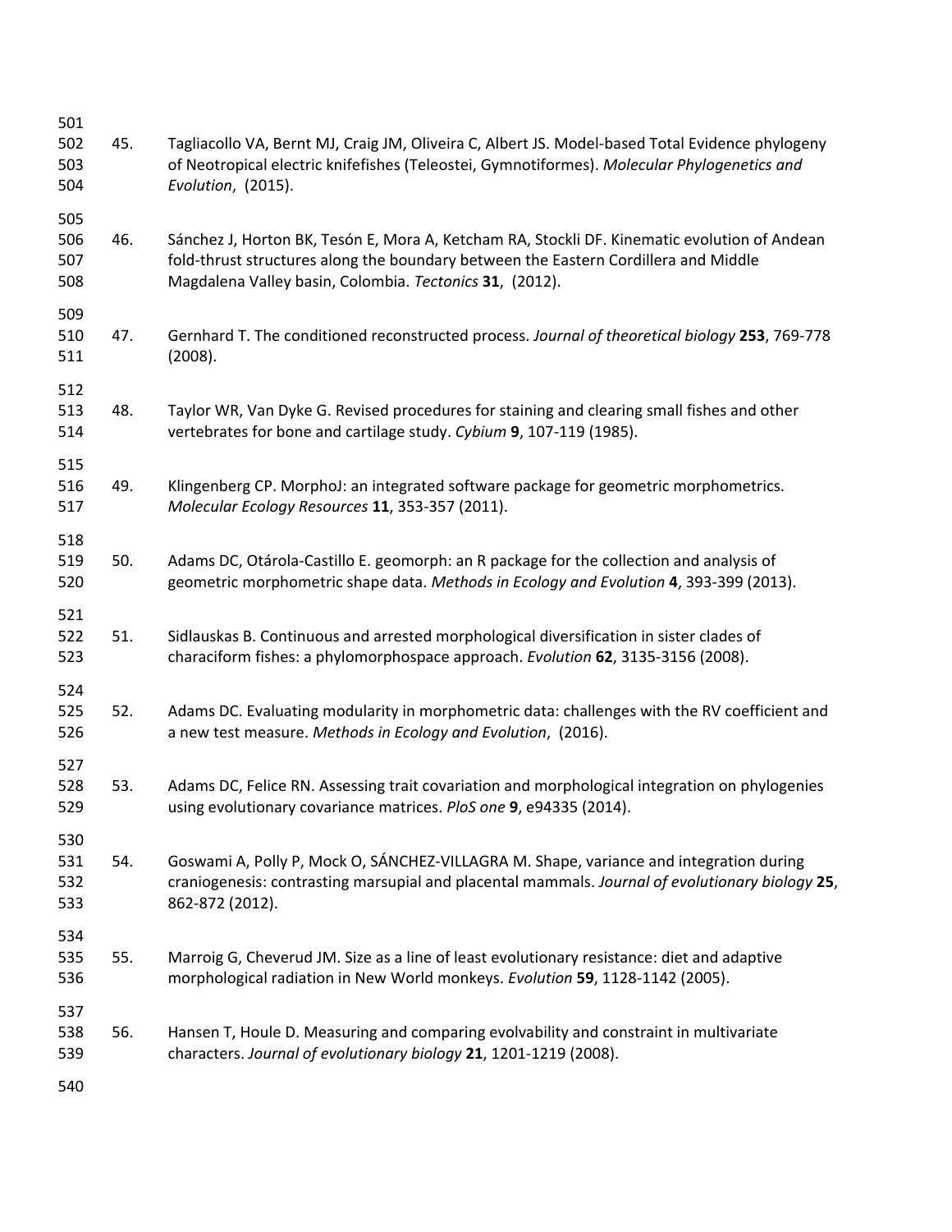45. Tagliacollo VA, Bernt MJ, Craig JM, Oliveira C, Albert JS. Model-based Total Evidence phylogeny of Neotropical electric knifefishes (Teleostei, Gymnotiformes). *Molecular Phylogenetics and Evolution*, (2015).

46. Sánchez J, Horton BK, Tesón E, Mora A, Ketcham RA, Stockli DF. Kinematic evolution of Andean fold-thrust structures along the boundary between the Eastern Cordillera and Middle Magdalena Valley basin, Colombia. *Tectonics* **31**, (2012).

47. Gernhard T. The conditioned reconstructed process. *Journal of theoretical biology* **253**, 769-778 (2008).

48. Taylor WR, Van Dyke G. Revised procedures for staining and clearing small fishes and other vertebrates for bone and cartilage study. *Cybium* **9**, 107-119 (1985).

49. Klingenberg CP. MorphoJ: an integrated software package for geometric morphometrics. *Molecular Ecology Resources* **11**, 353-357 (2011).

50. Adams DC, Otárola-Castillo E. geomorph: an R package for the collection and analysis of geometric morphometric shape data. *Methods in Ecology and Evolution* **4**, 393-399 (2013).

51. Sidlauskas B. Continuous and arrested morphological diversification in sister clades of characiform fishes: a phylomorphospace approach. *Evolution* **62**, 3135-3156 (2008).

52. Adams DC. Evaluating modularity in morphometric data: challenges with the RV coefficient and a new test measure. *Methods in Ecology and Evolution*, (2016).

53. Adams DC, Felice RN. Assessing trait covariation and morphological integration on phylogenies using evolutionary covariance matrices. *PloS one* **9**, e94335 (2014).

54. Goswami A, Polly P, Mock O, SÁNCHEZ-VILLAGRA M. Shape, variance and integration during craniogenesis: contrasting marsupial and placental mammals. *Journal of evolutionary biology* **25**, 862-872 (2012).

55. Marroig G, Cheverud JM. Size as a line of least evolutionary resistance: diet and adaptive morphological radiation in New World monkeys. *Evolution* **59**, 1128-1142 (2005).

56. Hansen T, Houle D. Measuring and comparing evolvability and constraint in multivariate characters. *Journal of evolutionary biology* **21**, 1201-1219 (2008).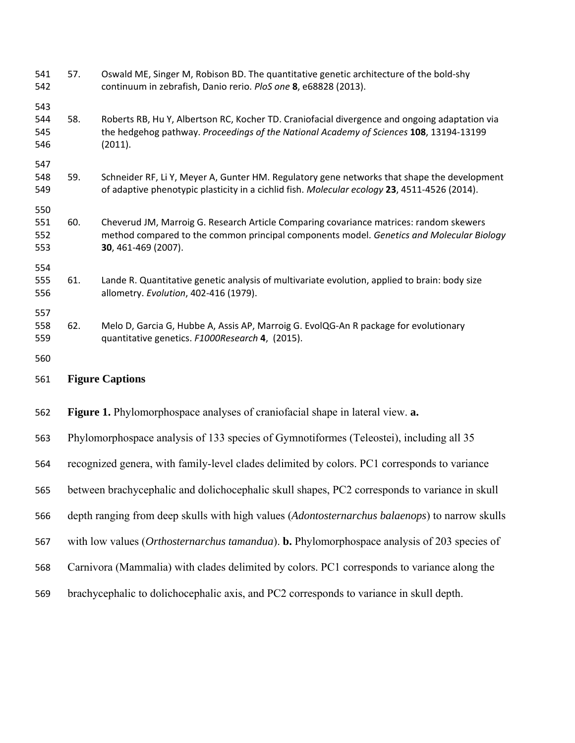57. Oswald ME, Singer M, Robison BD. The quantitative genetic architecture of the bold-shy continuum in zebrafish, Danio rerio. *PloS one* **8**, e68828 (2013).

58. Roberts RB, Hu Y, Albertson RC, Kocher TD. Craniofacial divergence and ongoing adaptation via the hedgehog pathway. *Proceedings of the National Academy of Sciences* **108**, 13194-13199 (2011).

59. Schneider RF, Li Y, Meyer A, Gunter HM. Regulatory gene networks that shape the development of adaptive phenotypic plasticity in a cichlid fish. *Molecular ecology* **23**, 4511-4526 (2014).

60. Cheverud JM, Marroig G. Research Article Comparing covariance matrices: random skewers method compared to the common principal components model. *Genetics and Molecular Biology* **30**, 461-469 (2007).

61. Lande R. Quantitative genetic analysis of multivariate evolution, applied to brain: body size allometry. *Evolution*, 402-416 (1979).

62. Melo D, Garcia G, Hubbe A, Assis AP, Marroig G. EvolQG-An R package for evolutionary quantitative genetics. *F1000Research* **4**, (2015).

## Figure Captions

**Figure 1.** Phylomorphospace analyses of craniofacial shape in lateral view. **a.** Phylomorphospace analysis of 133 species of Gymnotiformes (Teleostei), including all 35 recognized genera, with family-level clades delimited by colors. PC1 corresponds to variance between brachycephalic and dolichocephalic skull shapes, PC2 corresponds to variance in skull depth ranging from deep skulls with high values (*Adontosternarchus balaenops*) to narrow skulls with low values (*Orthosternarchus tamandua*). **b.** Phylomorphospace analysis of 203 species of Carnivora (Mammalia) with clades delimited by colors. PC1 corresponds to variance along the brachycephalic to dolichocephalic axis, and PC2 corresponds to variance in skull depth.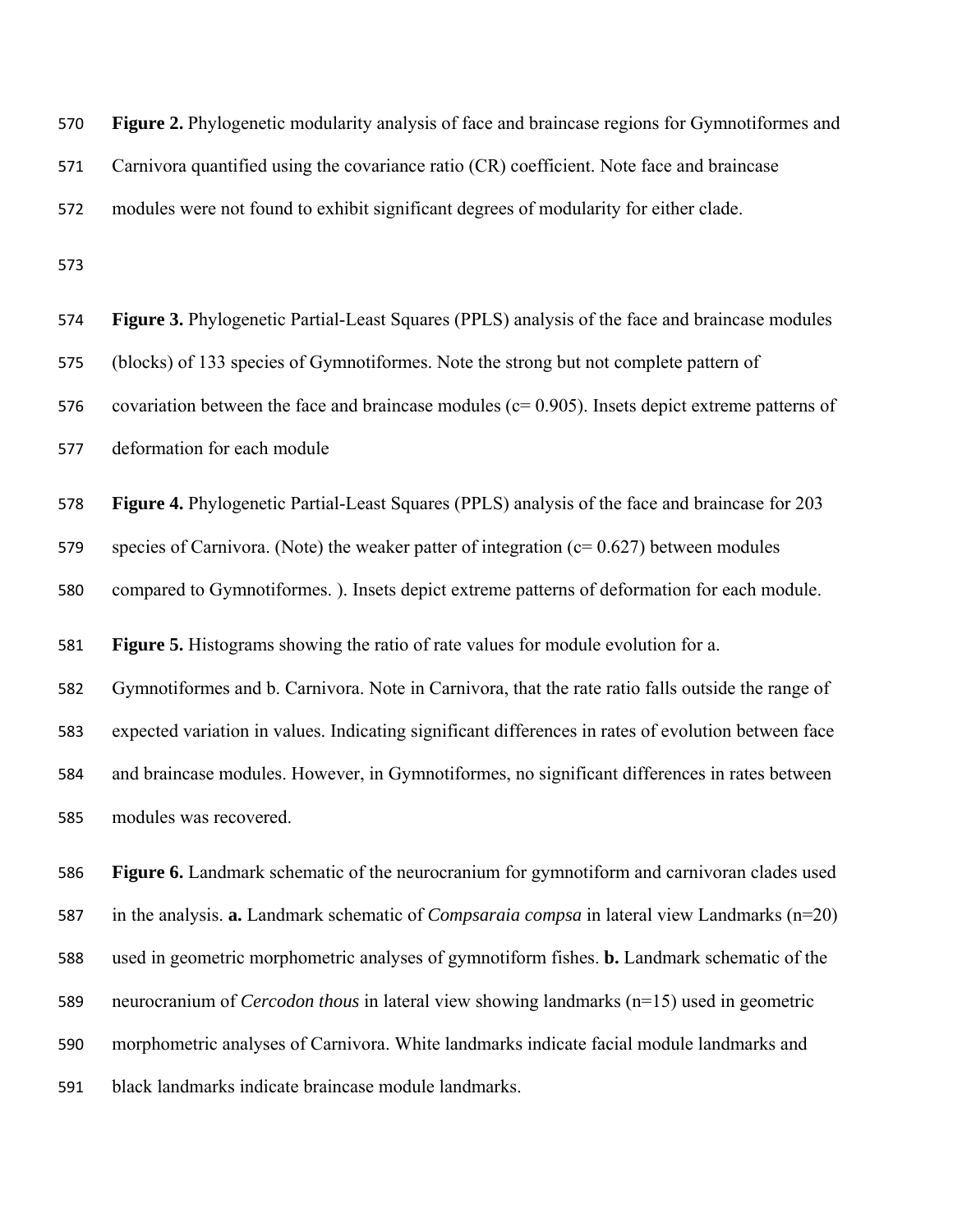**Figure 2.** Phylogenetic modularity analysis of face and braincase regions for Gymnotiformes and Carnivora quantified using the covariance ratio (CR) coefficient. Note face and braincase modules were not found to exhibit significant degrees of modularity for either clade.

**Figure 3.** Phylogenetic Partial-Least Squares (PPLS) analysis of the face and braincase modules (blocks) of 133 species of Gymnotiformes. Note the strong but not complete pattern of covariation between the face and braincase modules (c= 0.905). Insets depict extreme patterns of deformation for each module

**Figure 4.** Phylogenetic Partial-Least Squares (PPLS) analysis of the face and braincase for 203 species of Carnivora. (Note) the weaker patter of integration (c= 0.627) between modules compared to Gymnotiformes. ). Insets depict extreme patterns of deformation for each module.

**Figure 5.** Histograms showing the ratio of rate values for module evolution for a. Gymnotiformes and b. Carnivora. Note in Carnivora, that the rate ratio falls outside the range of expected variation in values. Indicating significant differences in rates of evolution between face and braincase modules. However, in Gymnotiformes, no significant differences in rates between modules was recovered.

**Figure 6.** Landmark schematic of the neurocranium for gymnotiform and carnivoran clades used in the analysis. **a.** Landmark schematic of *Compsaraia compsa* in lateral view Landmarks (n=20) used in geometric morphometric analyses of gymnotiform fishes. **b.** Landmark schematic of the neurocranium of *Cercodon thous* in lateral view showing landmarks (n=15) used in geometric morphometric analyses of Carnivora. White landmarks indicate facial module landmarks and black landmarks indicate braincase module landmarks.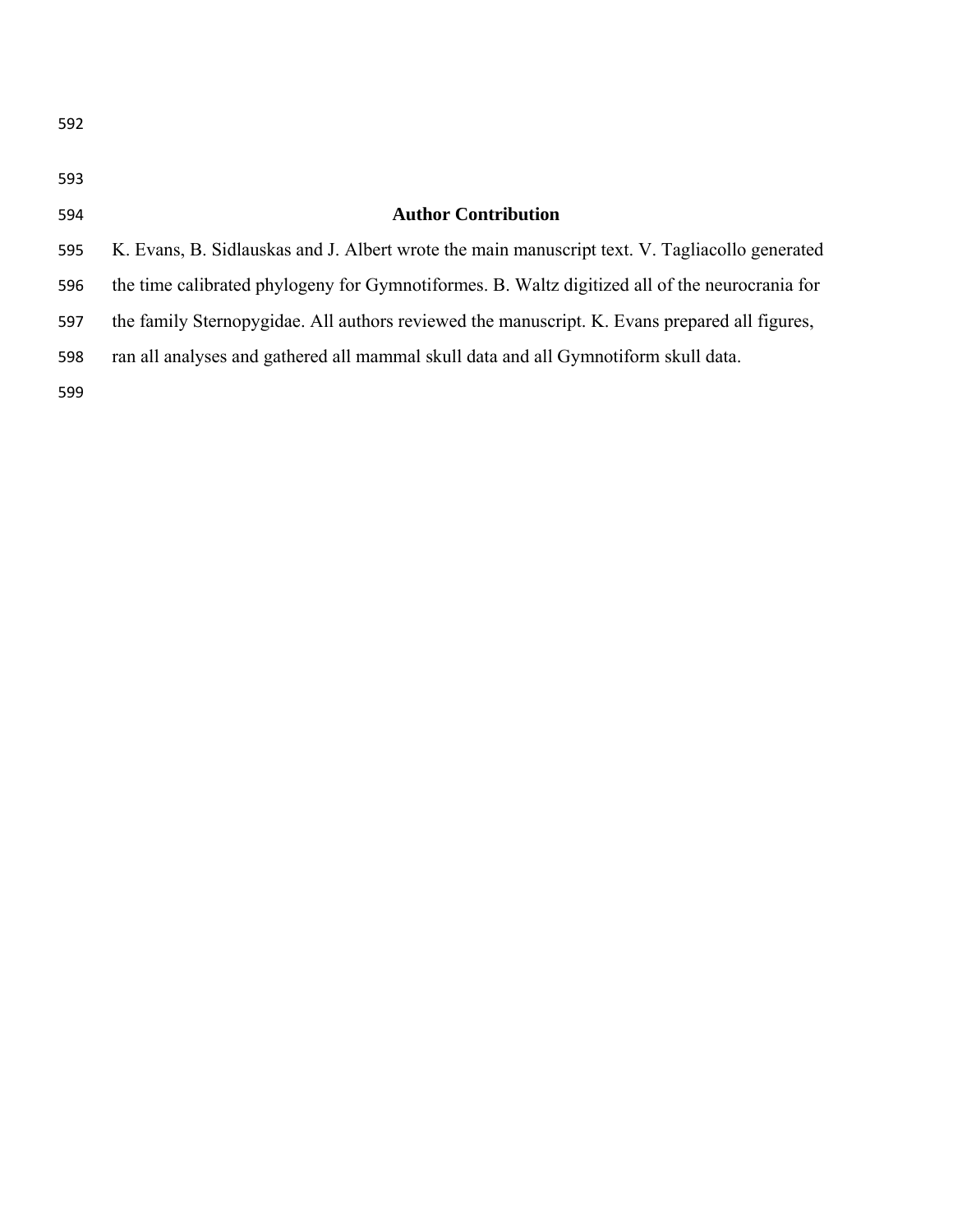## Author Contribution

K. Evans, B. Sidlauskas and J. Albert wrote the main manuscript text. V. Tagliacollo generated the time calibrated phylogeny for Gymnotiformes. B. Waltz digitized all of the neurocrania for the family Sternopygidae. All authors reviewed the manuscript. K. Evans prepared all figures, ran all analyses and gathered all mammal skull data and all Gymnotiform skull data.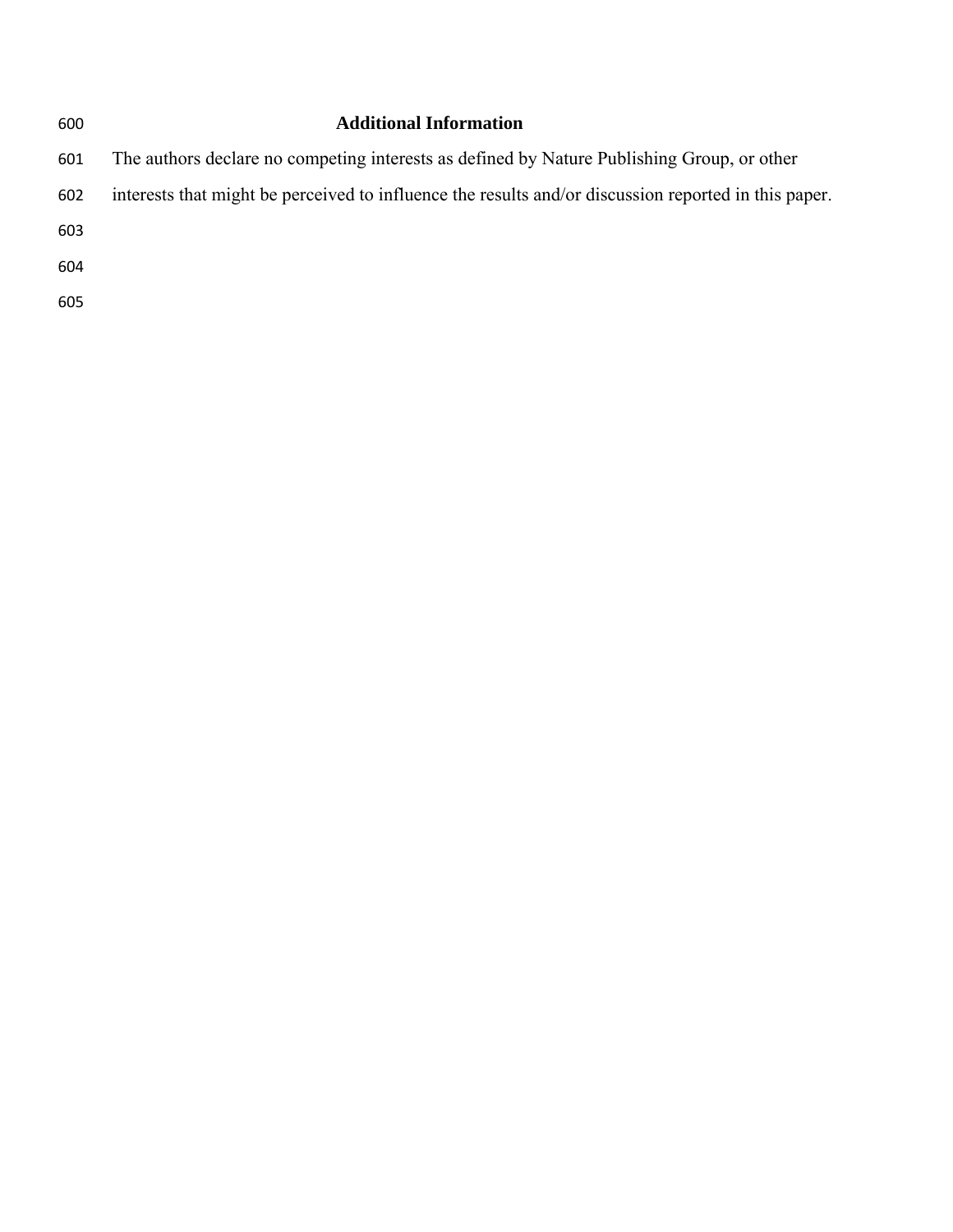## Additional Information

The authors declare no competing interests as defined by Nature Publishing Group, or other interests that might be perceived to influence the results and/or discussion reported in this paper.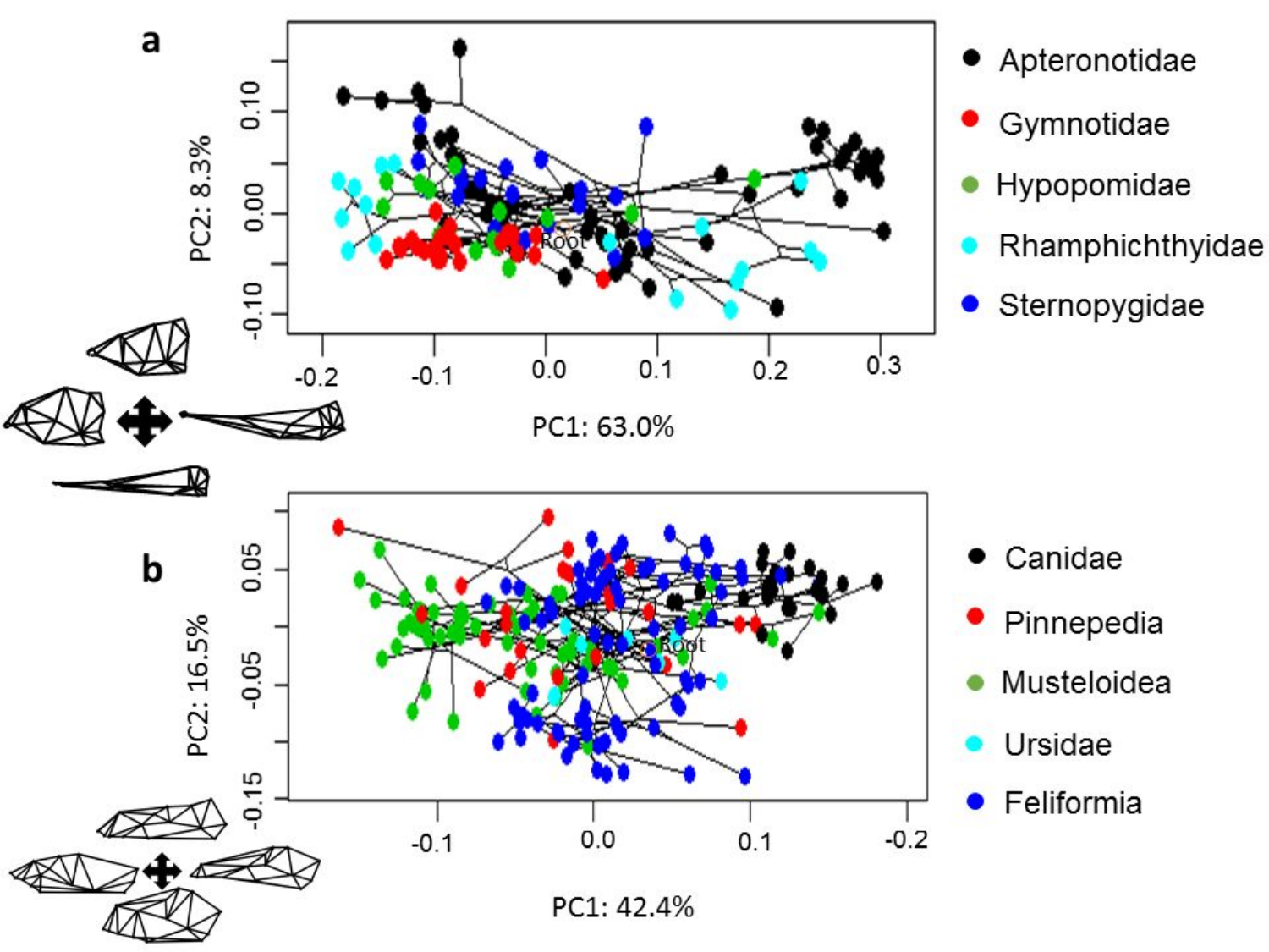a

PC2: 8.3%

PC1: 63.0%

Apteronotidae

Gymnotidae

Hypopomidae

Rhamphichthyidae

Sternopygidae

b

PC2: 16.5%

PC1: 42.4%

Canidae

Pinnepedia

Musteloidea

Ursidae

Feliformia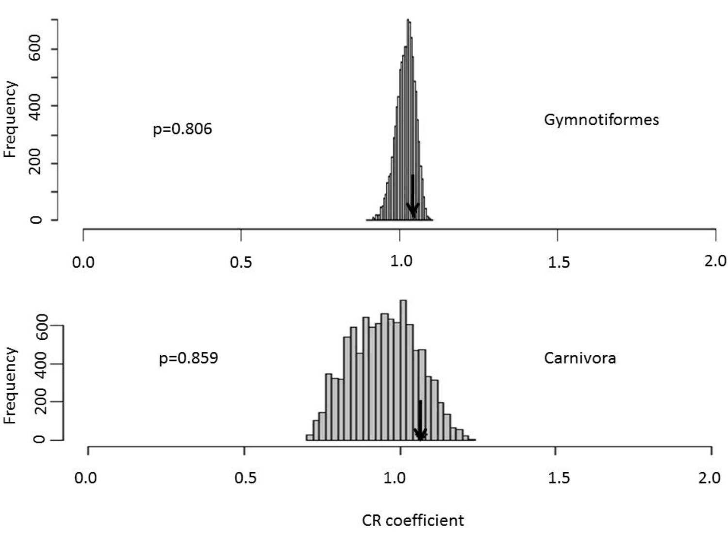p=0.806

Gymnotiformes

p=0.859

Carnivora

Frequency

CR coefficient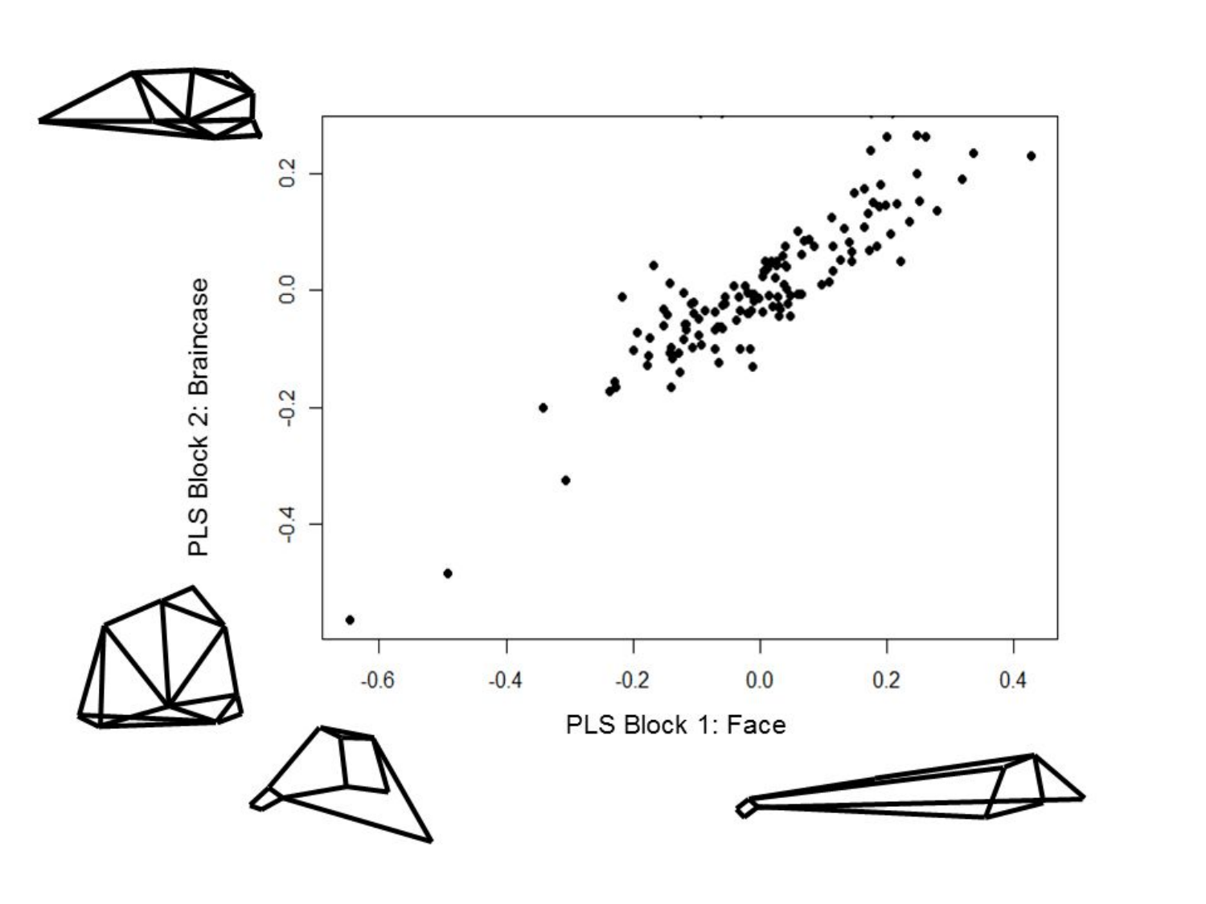PLS Block 2: Braincase

PLS Block 1: Face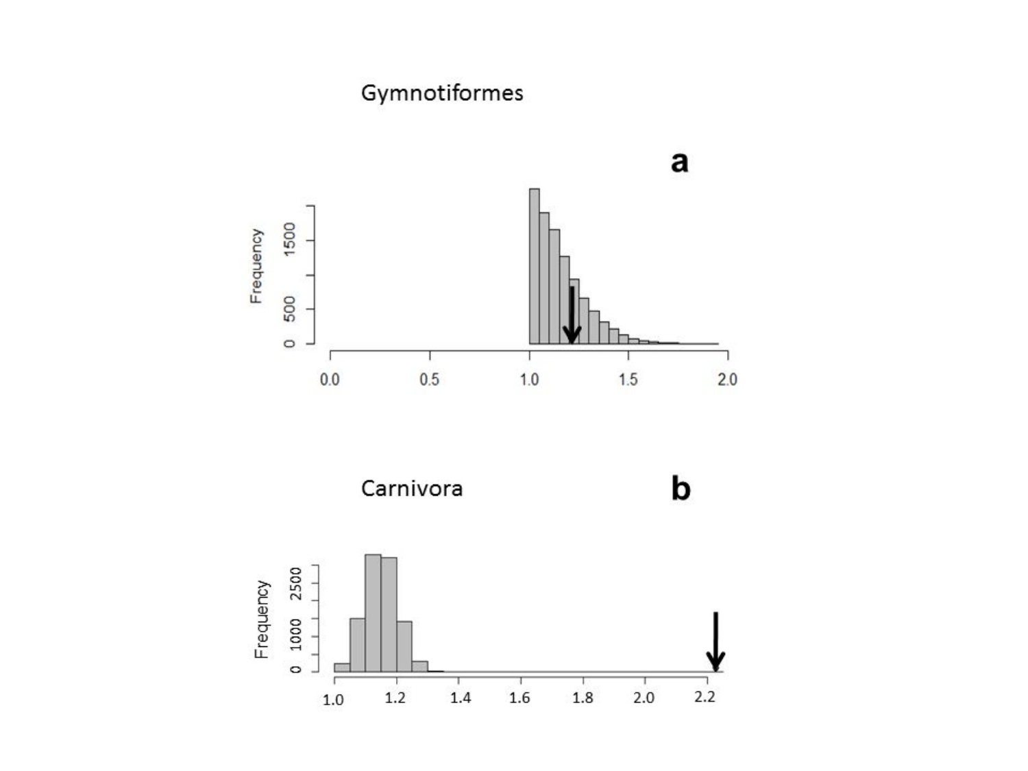Gymnotiformes

**a**

Carnivora

**b**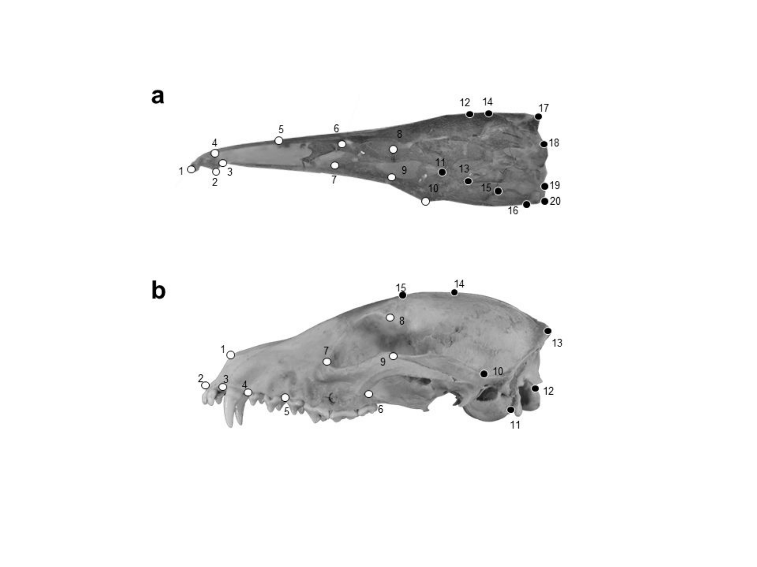a

12 14 17

5 6 8 18

4 11 13

1 3 9

2 7 10 15 19

16 20

b

15 14

8

13

1 7 9

10

2 3 4 12

5 6

11